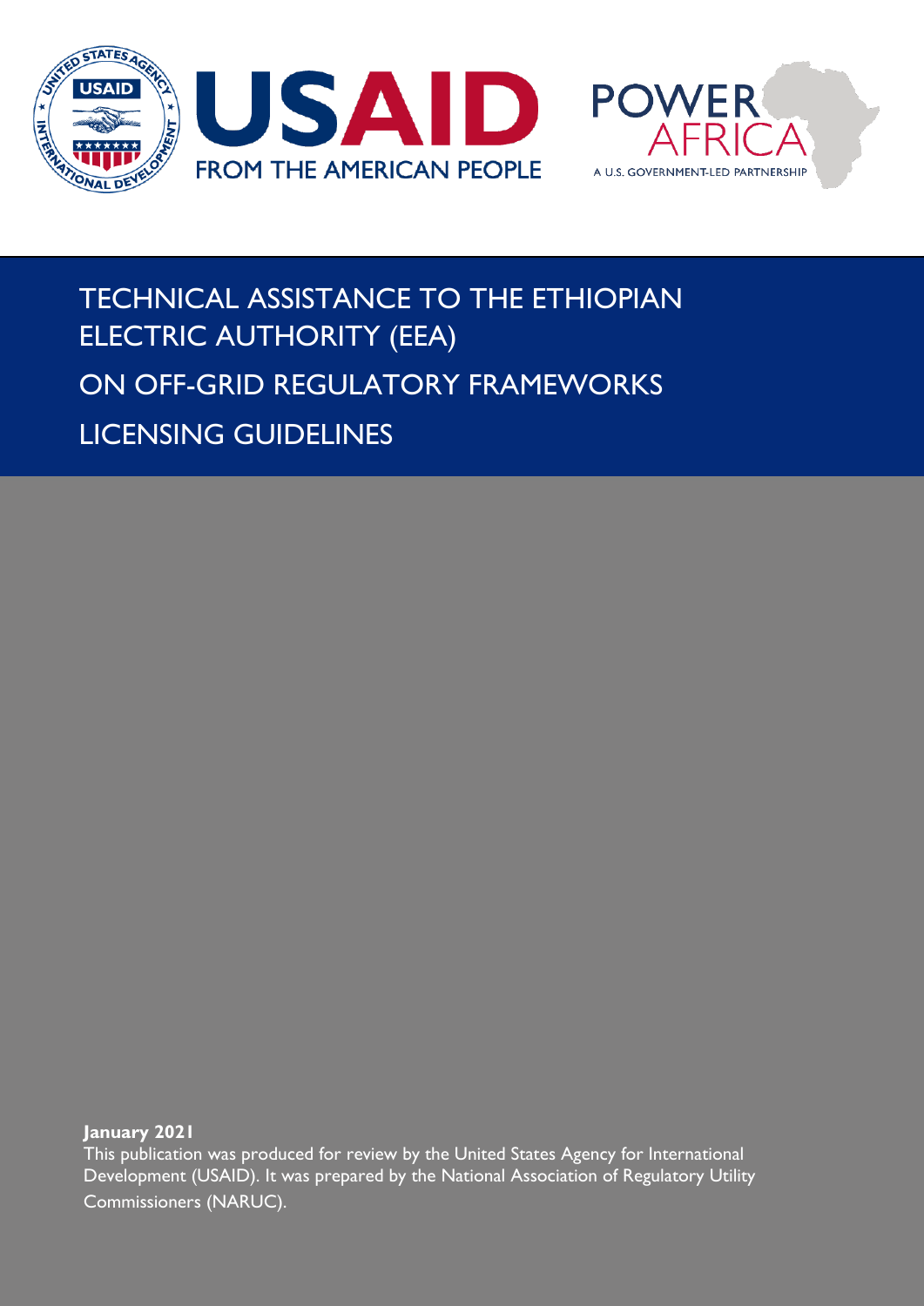USAID

FROM THE AMERICAN PEOPLE

POWER AFRICA

A U.S. GOVERNMENT-LED PARTNERSHIP

# TECHNICAL ASSISTANCE TO THE ETHIOPIAN ELECTRIC AUTHORITY (EEA)

# ON OFF-GRID REGULATORY FRAMEWORKS

# LICENSING GUIDELINES

**January 2021**

This publication was produced for review by the United States Agency for International Development (USAID). It was prepared by the National Association of Regulatory Utility Commissioners (NARUC).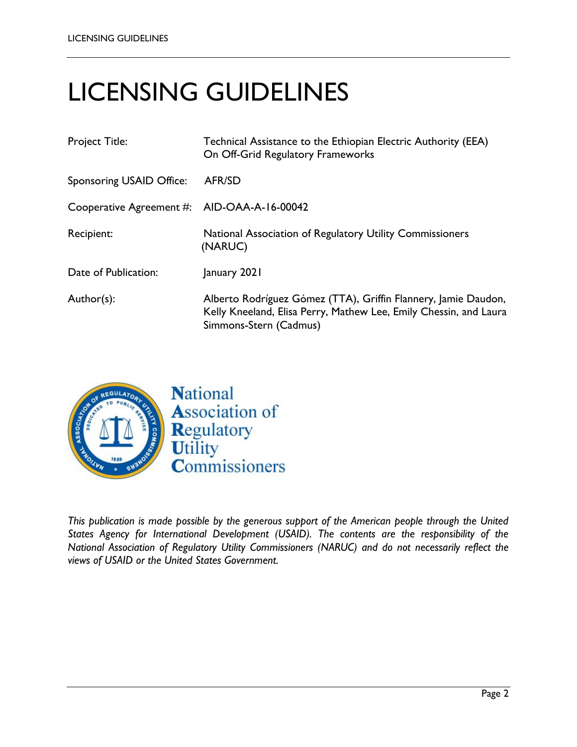# LICENSING GUIDELINES

| | |
|---|---|
| Project Title: | Technical Assistance to the Ethiopian Electric Authority (EEA) On Off-Grid Regulatory Frameworks |
| Sponsoring USAID Office: | AFR/SD |
| Cooperative Agreement #: | AID-OAA-A-16-00042 |
| Recipient: | National Association of Regulatory Utility Commissioners (NARUC) |
| Date of Publication: | January 2021 |
| Author(s): | Alberto Rodríguez Gómez (TTA), Griffin Flannery, Jamie Daudon, Kelly Kneeland, Elisa Perry, Mathew Lee, Emily Chessin, and Laura Simmons-Stern (Cadmus) |

National Association of Regulatory Utility Commissioners

*This publication is made possible by the generous support of the American people through the United States Agency for International Development (USAID). The contents are the responsibility of the National Association of Regulatory Utility Commissioners (NARUC) and do not necessarily reflect the views of USAID or the United States Government.*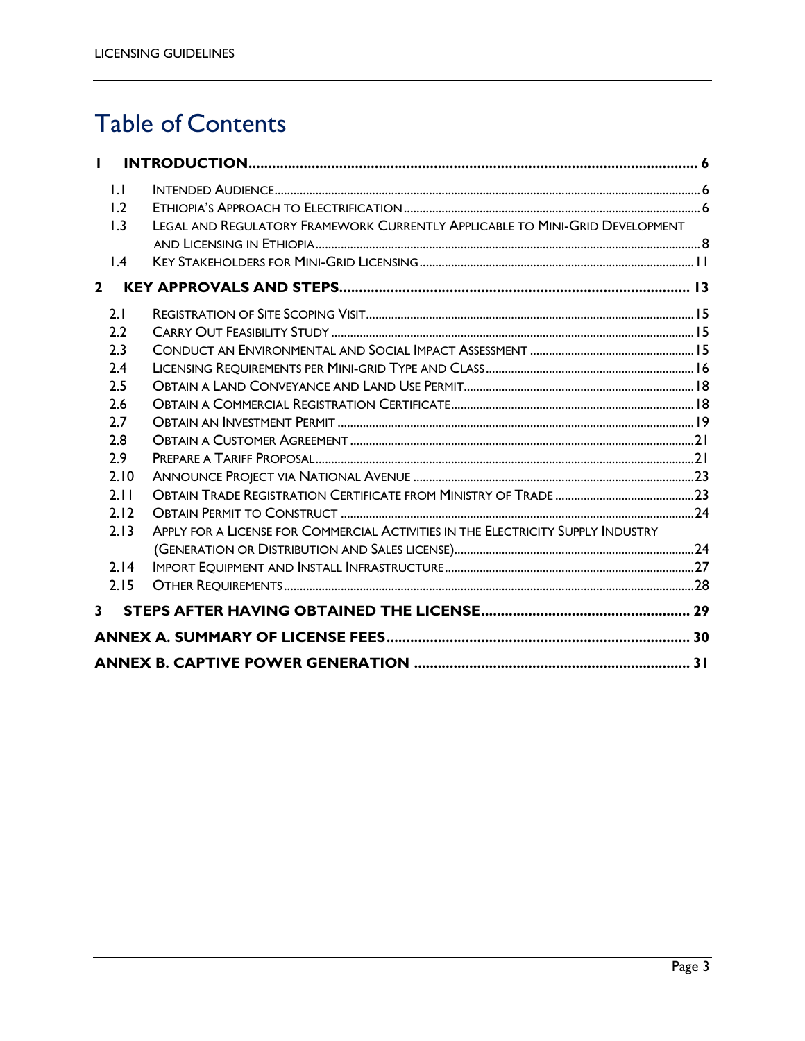# Table of Contents

- **1 INTRODUCTION** ... 6
  - 1.1 Intended Audience ... 6
  - 1.2 Ethiopia's Approach to Electrification ... 6
  - 1.3 Legal and Regulatory Framework Currently Applicable to Mini-Grid Development and Licensing in Ethiopia ... 8
  - 1.4 Key Stakeholders for Mini-Grid Licensing ... 11
- **2 KEY APPROVALS AND STEPS** ... 13
  - 2.1 Registration of Site Scoping Visit ... 15
  - 2.2 Carry Out Feasibility Study ... 15
  - 2.3 Conduct an Environmental and Social Impact Assessment ... 15
  - 2.4 Licensing Requirements per Mini-grid Type and Class ... 16
  - 2.5 Obtain a Land Conveyance and Land Use Permit ... 18
  - 2.6 Obtain a Commercial Registration Certificate ... 18
  - 2.7 Obtain an Investment Permit ... 19
  - 2.8 Obtain a Customer Agreement ... 21
  - 2.9 Prepare a Tariff Proposal ... 21
  - 2.10 Announce Project via National Avenue ... 23
  - 2.11 Obtain Trade Registration Certificate from Ministry of Trade ... 23
  - 2.12 Obtain Permit to Construct ... 24
  - 2.13 Apply for a License for Commercial Activities in the Electricity Supply Industry (Generation or Distribution and Sales License) ... 24
  - 2.14 Import Equipment and Install Infrastructure ... 27
  - 2.15 Other Requirements ... 28
- **3 STEPS AFTER HAVING OBTAINED THE LICENSE** ... 29
- **ANNEX A. SUMMARY OF LICENSE FEES** ... 30
- **ANNEX B. CAPTIVE POWER GENERATION** ... 31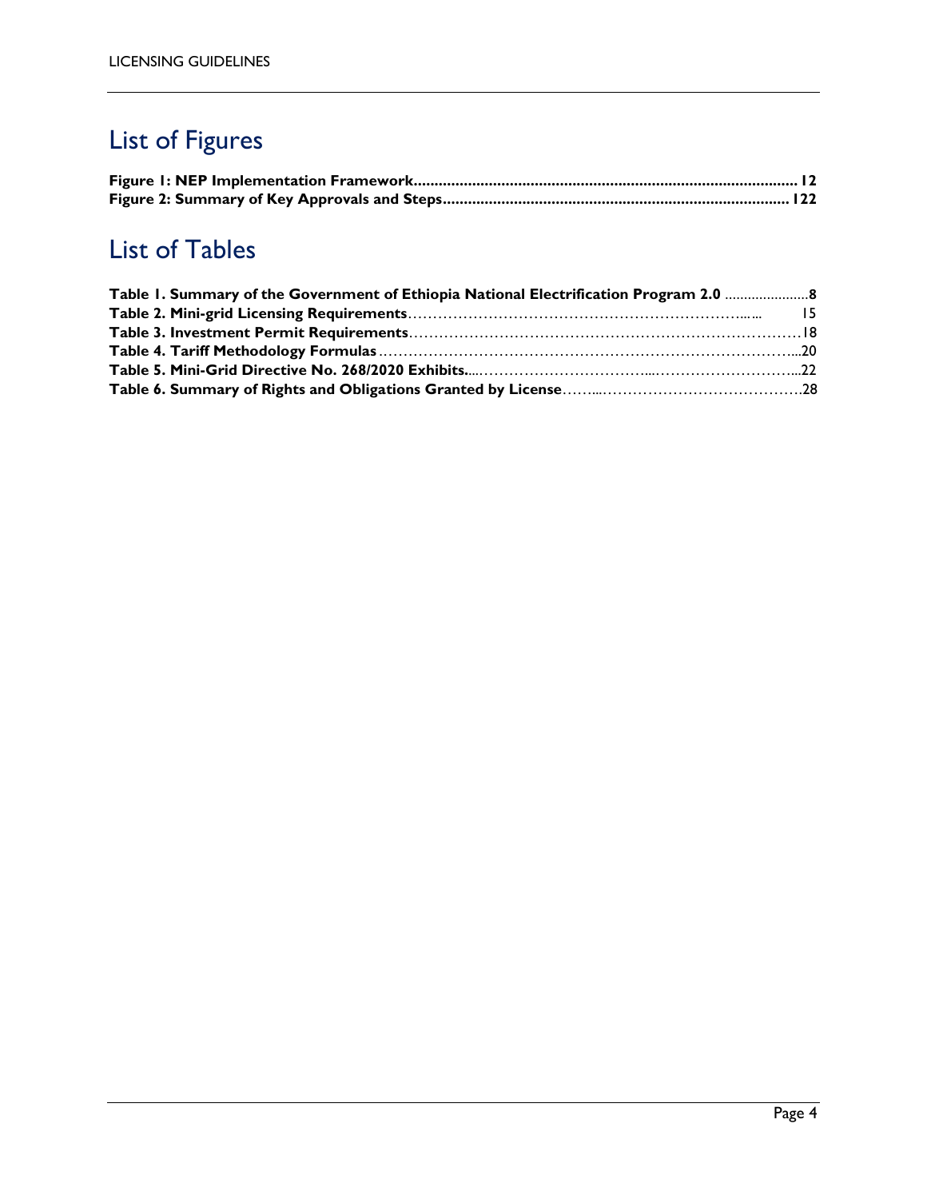# List of Figures

**Figure 1: NEP Implementation Framework** ........................................................................................... **12**
**Figure 2: Summary of Key Approvals and Steps** .................................................................................. **122**

# List of Tables

**Table 1. Summary of the Government of Ethiopia National Electrification Program 2.0** ......................**8**
**Table 2. Mini-grid Licensing Requirements**…………………………………………………………..… 15
**Table 3. Investment Permit Requirements**……………………………………………………………………18
**Table 4. Tariff Methodology Formulas**…………………………………………………………………...20
**Table 5. Mini-Grid Directive No. 268/2020 Exhibits**....……………………………...………………………...22
**Table 6. Summary of Rights and Obligations Granted by License**……...………………………………….28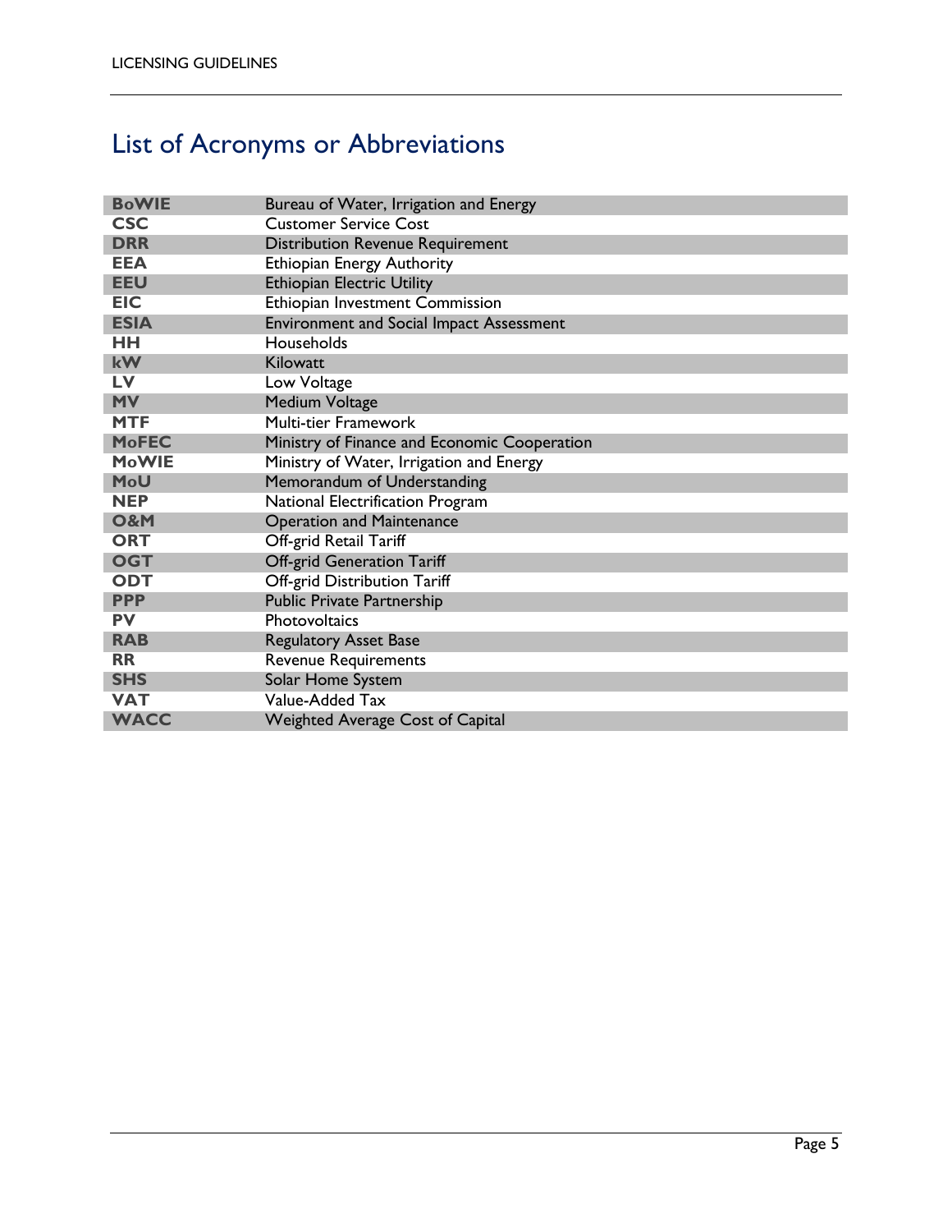# List of Acronyms or Abbreviations

| | |
|---|---|
| **BoWIE** | Bureau of Water, Irrigation and Energy |
| **CSC** | Customer Service Cost |
| **DRR** | Distribution Revenue Requirement |
| **EEA** | Ethiopian Energy Authority |
| **EEU** | Ethiopian Electric Utility |
| **EIC** | Ethiopian Investment Commission |
| **ESIA** | Environment and Social Impact Assessment |
| **HH** | Households |
| **kW** | Kilowatt |
| **LV** | Low Voltage |
| **MV** | Medium Voltage |
| **MTF** | Multi-tier Framework |
| **MoFEC** | Ministry of Finance and Economic Cooperation |
| **MoWIE** | Ministry of Water, Irrigation and Energy |
| **MoU** | Memorandum of Understanding |
| **NEP** | National Electrification Program |
| **O&M** | Operation and Maintenance |
| **ORT** | Off-grid Retail Tariff |
| **OGT** | Off-grid Generation Tariff |
| **ODT** | Off-grid Distribution Tariff |
| **PPP** | Public Private Partnership |
| **PV** | Photovoltaics |
| **RAB** | Regulatory Asset Base |
| **RR** | Revenue Requirements |
| **SHS** | Solar Home System |
| **VAT** | Value-Added Tax |
| **WACC** | Weighted Average Cost of Capital |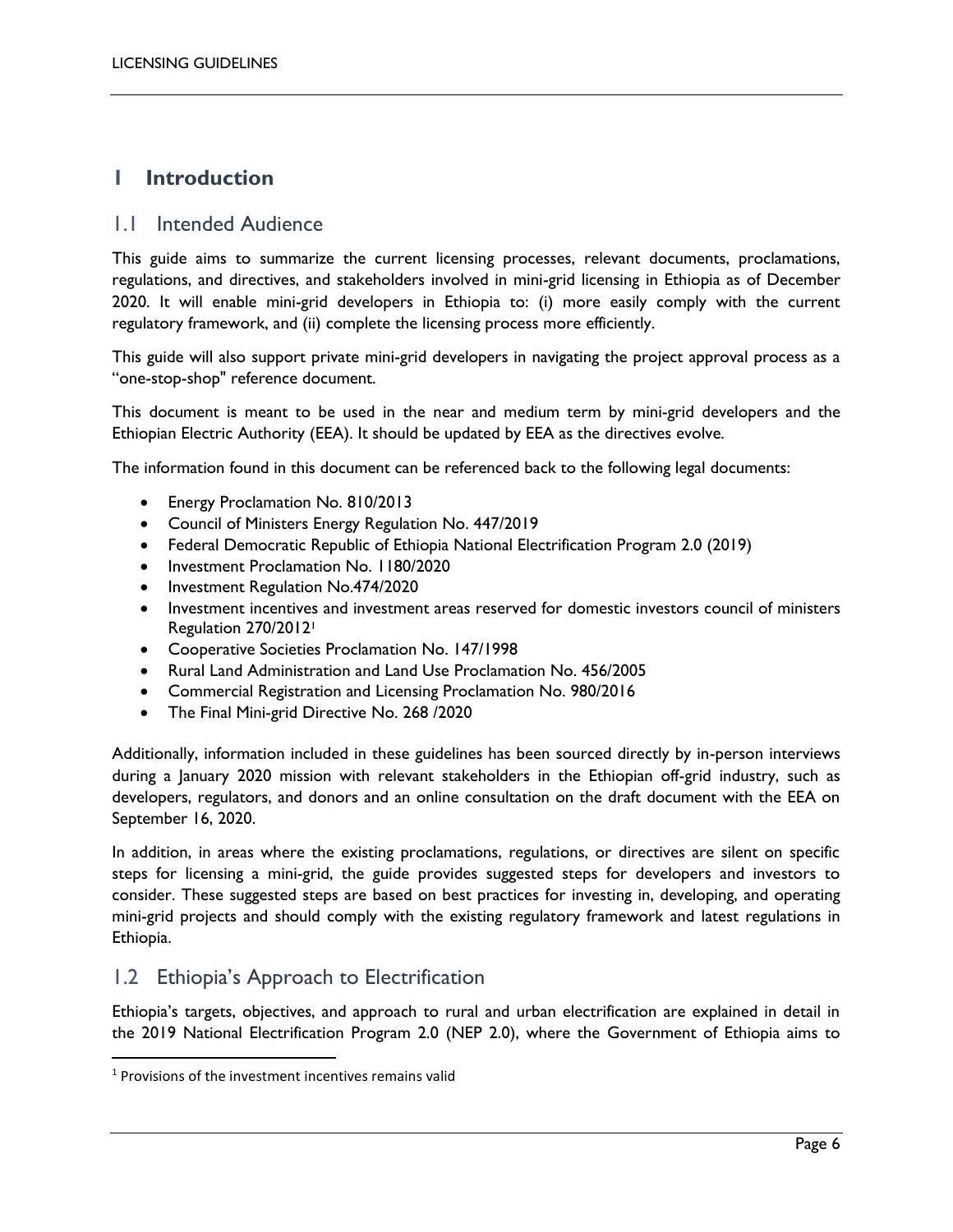# 1 Introduction

## 1.1 Intended Audience

This guide aims to summarize the current licensing processes, relevant documents, proclamations, regulations, and directives, and stakeholders involved in mini-grid licensing in Ethiopia as of December 2020. It will enable mini-grid developers in Ethiopia to: (i) more easily comply with the current regulatory framework, and (ii) complete the licensing process more efficiently.

This guide will also support private mini-grid developers in navigating the project approval process as a "one-stop-shop" reference document.

This document is meant to be used in the near and medium term by mini-grid developers and the Ethiopian Electric Authority (EEA). It should be updated by EEA as the directives evolve.

The information found in this document can be referenced back to the following legal documents:

- Energy Proclamation No. 810/2013
- Council of Ministers Energy Regulation No. 447/2019
- Federal Democratic Republic of Ethiopia National Electrification Program 2.0 (2019)
- Investment Proclamation No. 1180/2020
- Investment Regulation No.474/2020
- Investment incentives and investment areas reserved for domestic investors council of ministers Regulation 270/2012[1]
- Cooperative Societies Proclamation No. 147/1998
- Rural Land Administration and Land Use Proclamation No. 456/2005
- Commercial Registration and Licensing Proclamation No. 980/2016
- The Final Mini-grid Directive No. 268 /2020

Additionally, information included in these guidelines has been sourced directly by in-person interviews during a January 2020 mission with relevant stakeholders in the Ethiopian off-grid industry, such as developers, regulators, and donors and an online consultation on the draft document with the EEA on September 16, 2020.

In addition, in areas where the existing proclamations, regulations, or directives are silent on specific steps for licensing a mini-grid, the guide provides suggested steps for developers and investors to consider. These suggested steps are based on best practices for investing in, developing, and operating mini-grid projects and should comply with the existing regulatory framework and latest regulations in Ethiopia.

## 1.2 Ethiopia's Approach to Electrification

Ethiopia's targets, objectives, and approach to rural and urban electrification are explained in detail in the 2019 National Electrification Program 2.0 (NEP 2.0), where the Government of Ethiopia aims to

[1] Provisions of the investment incentives remains valid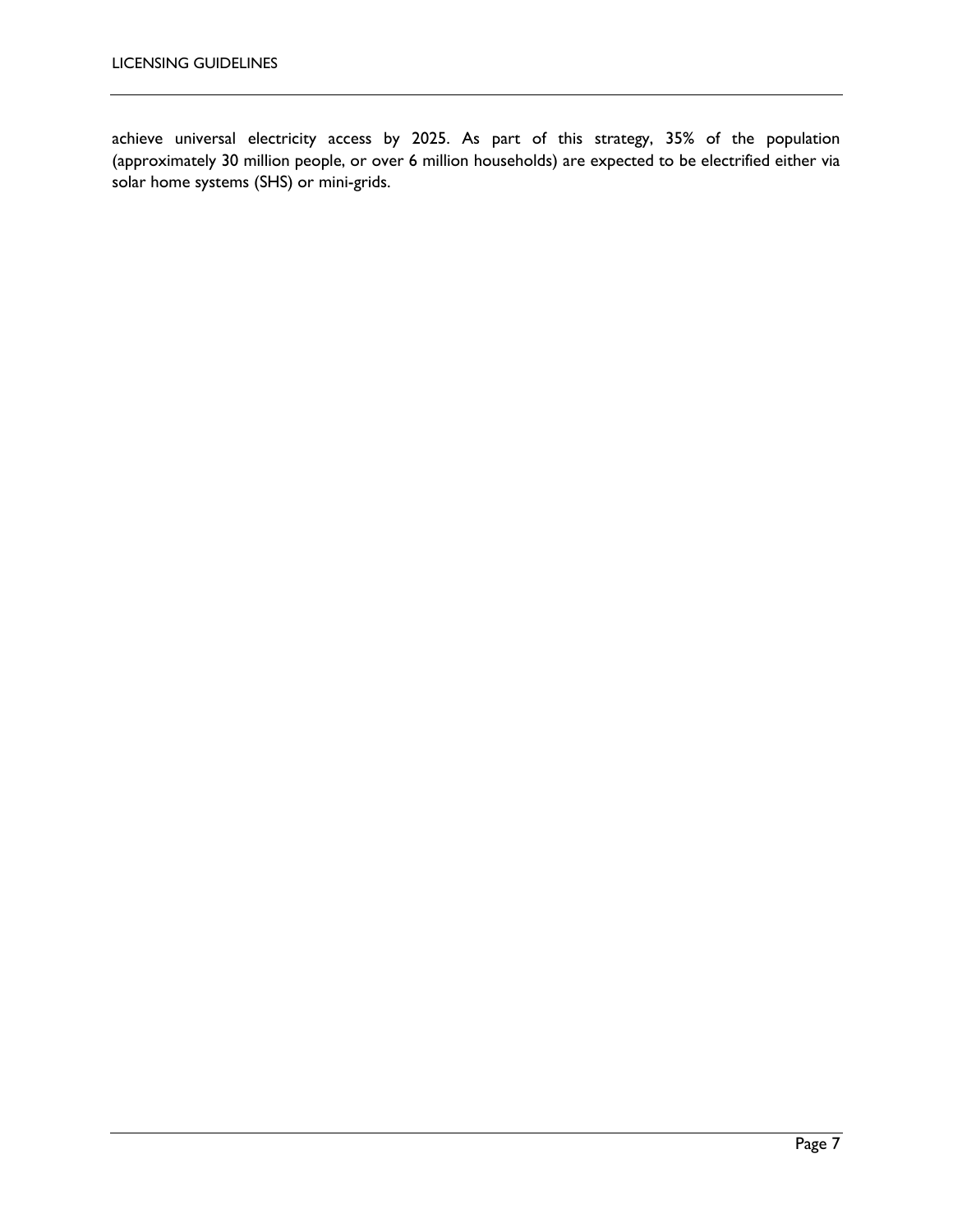achieve universal electricity access by 2025. As part of this strategy, 35% of the population (approximately 30 million people, or over 6 million households) are expected to be electrified either via solar home systems (SHS) or mini-grids.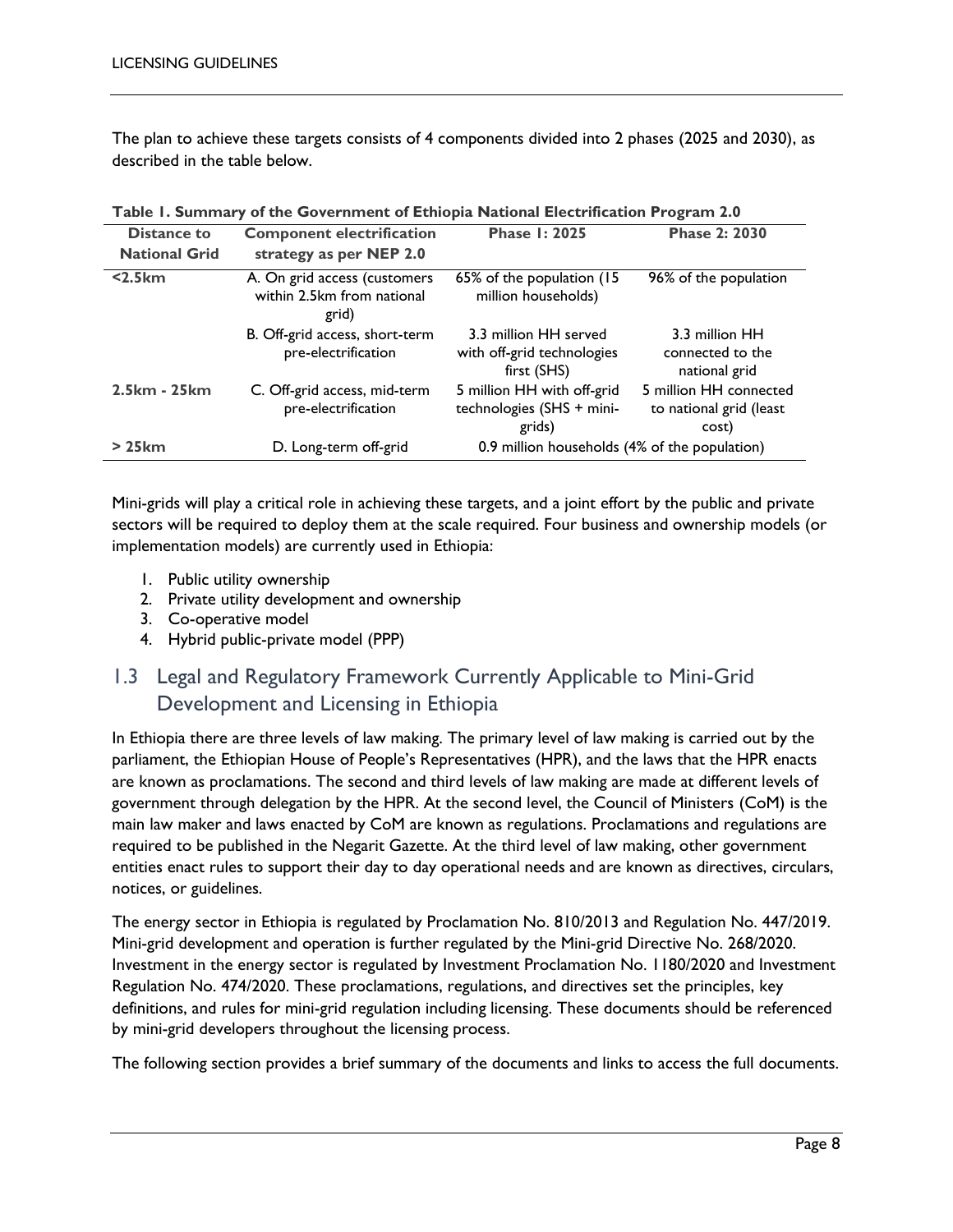The plan to achieve these targets consists of 4 components divided into 2 phases (2025 and 2030), as described in the table below.

**Table 1. Summary of the Government of Ethiopia National Electrification Program 2.0**

| Distance to National Grid | Component electrification strategy as per NEP 2.0 | Phase 1: 2025 | Phase 2: 2030 |
|---|---|---|---|
| <2.5km | A. On grid access (customers within 2.5km from national grid) | 65% of the population (15 million households) | 96% of the population |
| | B. Off-grid access, short-term pre-electrification | 3.3 million HH served with off-grid technologies first (SHS) | 3.3 million HH connected to the national grid |
| 2.5km - 25km | C. Off-grid access, mid-term pre-electrification | 5 million HH with off-grid technologies (SHS + mini-grids) | 5 million HH connected to national grid (least cost) |
| > 25km | D. Long-term off-grid | 0.9 million households (4% of the population) | |

Mini-grids will play a critical role in achieving these targets, and a joint effort by the public and private sectors will be required to deploy them at the scale required. Four business and ownership models (or implementation models) are currently used in Ethiopia:

1. Public utility ownership
2. Private utility development and ownership
3. Co-operative model
4. Hybrid public-private model (PPP)

## 1.3 Legal and Regulatory Framework Currently Applicable to Mini-Grid Development and Licensing in Ethiopia

In Ethiopia there are three levels of law making. The primary level of law making is carried out by the parliament, the Ethiopian House of People's Representatives (HPR), and the laws that the HPR enacts are known as proclamations. The second and third levels of law making are made at different levels of government through delegation by the HPR. At the second level, the Council of Ministers (CoM) is the main law maker and laws enacted by CoM are known as regulations. Proclamations and regulations are required to be published in the Negarit Gazette. At the third level of law making, other government entities enact rules to support their day to day operational needs and are known as directives, circulars, notices, or guidelines.

The energy sector in Ethiopia is regulated by Proclamation No. 810/2013 and Regulation No. 447/2019. Mini-grid development and operation is further regulated by the Mini-grid Directive No. 268/2020. Investment in the energy sector is regulated by Investment Proclamation No. 1180/2020 and Investment Regulation No. 474/2020. These proclamations, regulations, and directives set the principles, key definitions, and rules for mini-grid regulation including licensing. These documents should be referenced by mini-grid developers throughout the licensing process.

The following section provides a brief summary of the documents and links to access the full documents.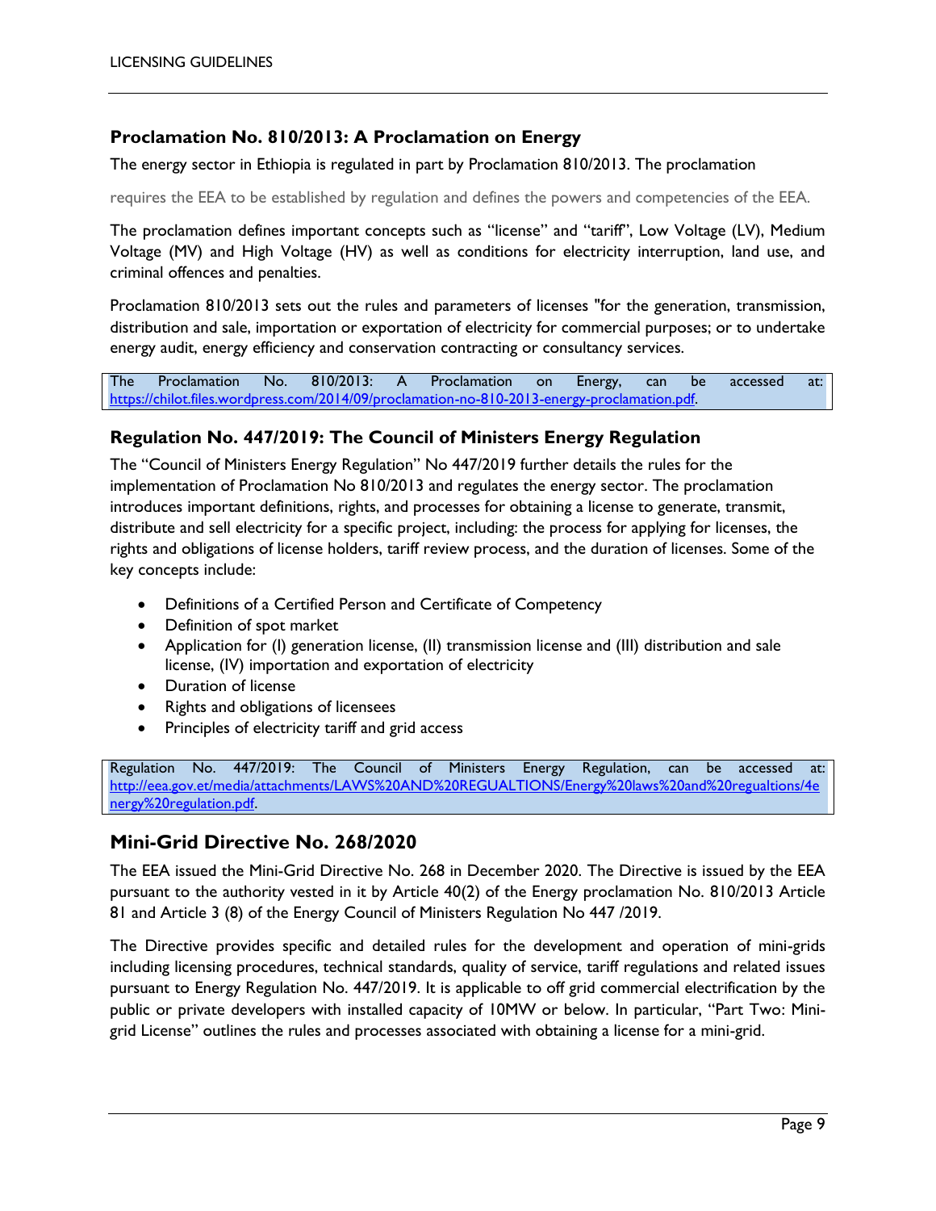### Proclamation No. 810/2013: A Proclamation on Energy

The energy sector in Ethiopia is regulated in part by Proclamation 810/2013. The proclamation

requires the EEA to be established by regulation and defines the powers and competencies of the EEA.

The proclamation defines important concepts such as "license" and "tariff", Low Voltage (LV), Medium Voltage (MV) and High Voltage (HV) as well as conditions for electricity interruption, land use, and criminal offences and penalties.

Proclamation 810/2013 sets out the rules and parameters of licenses "for the generation, transmission, distribution and sale, importation or exportation of electricity for commercial purposes; or to undertake energy audit, energy efficiency and conservation contracting or consultancy services.

The Proclamation No. 810/2013: A Proclamation on Energy, can be accessed at: https://chilot.files.wordpress.com/2014/09/proclamation-no-810-2013-energy-proclamation.pdf.

### Regulation No. 447/2019: The Council of Ministers Energy Regulation

The "Council of Ministers Energy Regulation" No 447/2019 further details the rules for the implementation of Proclamation No 810/2013 and regulates the energy sector. The proclamation introduces important definitions, rights, and processes for obtaining a license to generate, transmit, distribute and sell electricity for a specific project, including: the process for applying for licenses, the rights and obligations of license holders, tariff review process, and the duration of licenses. Some of the key concepts include:

- Definitions of a Certified Person and Certificate of Competency
- Definition of spot market
- Application for (I) generation license, (II) transmission license and (III) distribution and sale license, (IV) importation and exportation of electricity
- Duration of license
- Rights and obligations of licensees
- Principles of electricity tariff and grid access

Regulation No. 447/2019: The Council of Ministers Energy Regulation, can be accessed at: http://eea.gov.et/media/attachments/LAWS%20AND%20REGUALTIONS/Energy%20laws%20and%20regualtions/4energy%20regulation.pdf.

## Mini-Grid Directive No. 268/2020

The EEA issued the Mini-Grid Directive No. 268 in December 2020. The Directive is issued by the EEA pursuant to the authority vested in it by Article 40(2) of the Energy proclamation No. 810/2013 Article 81 and Article 3 (8) of the Energy Council of Ministers Regulation No 447 /2019.

The Directive provides specific and detailed rules for the development and operation of mini-grids including licensing procedures, technical standards, quality of service, tariff regulations and related issues pursuant to Energy Regulation No. 447/2019. It is applicable to off grid commercial electrification by the public or private developers with installed capacity of 10MW or below. In particular, "Part Two: Mini-grid License" outlines the rules and processes associated with obtaining a license for a mini-grid.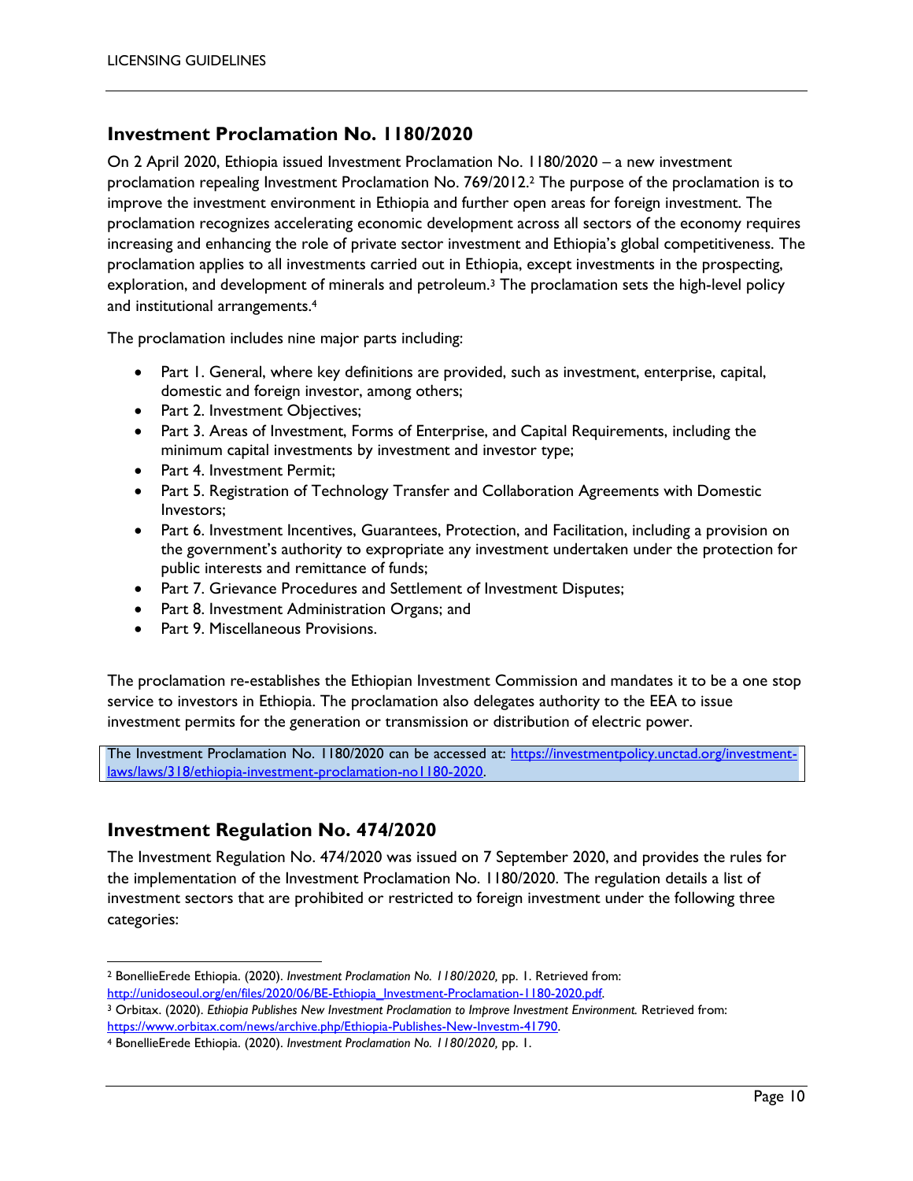## Investment Proclamation No. 1180/2020

On 2 April 2020, Ethiopia issued Investment Proclamation No. 1180/2020 – a new investment proclamation repealing Investment Proclamation No. 769/2012.[2] The purpose of the proclamation is to improve the investment environment in Ethiopia and further open areas for foreign investment. The proclamation recognizes accelerating economic development across all sectors of the economy requires increasing and enhancing the role of private sector investment and Ethiopia's global competitiveness. The proclamation applies to all investments carried out in Ethiopia, except investments in the prospecting, exploration, and development of minerals and petroleum.[3] The proclamation sets the high-level policy and institutional arrangements.[4]

The proclamation includes nine major parts including:

- Part 1. General, where key definitions are provided, such as investment, enterprise, capital, domestic and foreign investor, among others;
- Part 2. Investment Objectives;
- Part 3. Areas of Investment, Forms of Enterprise, and Capital Requirements, including the minimum capital investments by investment and investor type;
- Part 4. Investment Permit;
- Part 5. Registration of Technology Transfer and Collaboration Agreements with Domestic Investors;
- Part 6. Investment Incentives, Guarantees, Protection, and Facilitation, including a provision on the government's authority to expropriate any investment undertaken under the protection for public interests and remittance of funds;
- Part 7. Grievance Procedures and Settlement of Investment Disputes;
- Part 8. Investment Administration Organs; and
- Part 9. Miscellaneous Provisions.

The proclamation re-establishes the Ethiopian Investment Commission and mandates it to be a one stop service to investors in Ethiopia. The proclamation also delegates authority to the EEA to issue investment permits for the generation or transmission or distribution of electric power.

The Investment Proclamation No. 1180/2020 can be accessed at: https://investmentpolicy.unctad.org/investment-laws/laws/318/ethiopia-investment-proclamation-no1180-2020.

## Investment Regulation No. 474/2020

The Investment Regulation No. 474/2020 was issued on 7 September 2020, and provides the rules for the implementation of the Investment Proclamation No. 1180/2020. The regulation details a list of investment sectors that are prohibited or restricted to foreign investment under the following three categories:

[2] BonellieErede Ethiopia. (2020). *Investment Proclamation No. 1180/2020,* pp. 1. Retrieved from: http://unidoseoul.org/en/files/2020/06/BE-Ethiopia_Investment-Proclamation-1180-2020.pdf.

[3] Orbitax. (2020). *Ethiopia Publishes New Investment Proclamation to Improve Investment Environment.* Retrieved from: https://www.orbitax.com/news/archive.php/Ethiopia-Publishes-New-Investm-41790.

[4] BonellieErede Ethiopia. (2020). *Investment Proclamation No. 1180/2020,* pp. 1.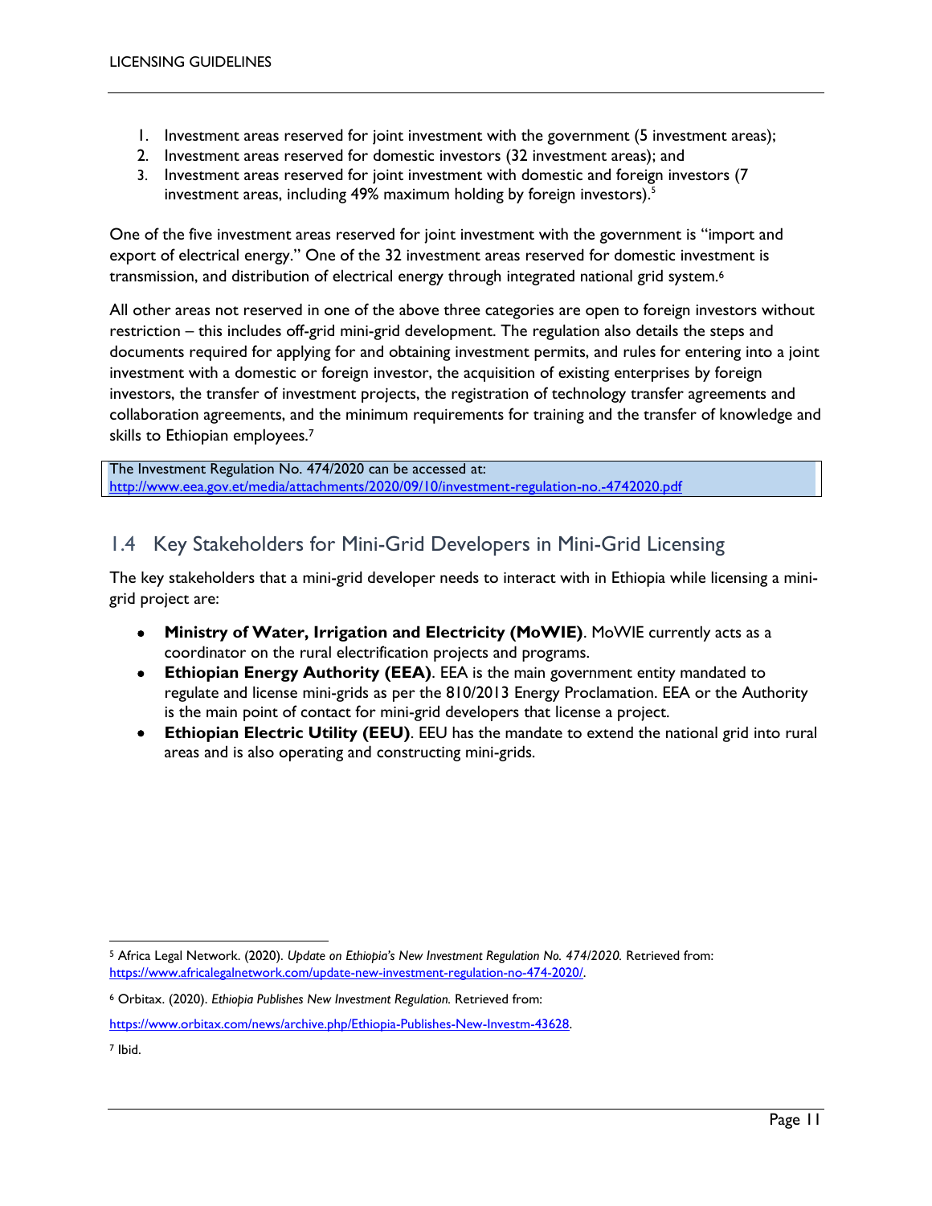1. Investment areas reserved for joint investment with the government (5 investment areas);
2. Investment areas reserved for domestic investors (32 investment areas); and
3. Investment areas reserved for joint investment with domestic and foreign investors (7 investment areas, including 49% maximum holding by foreign investors).[5]

One of the five investment areas reserved for joint investment with the government is "import and export of electrical energy." One of the 32 investment areas reserved for domestic investment is transmission, and distribution of electrical energy through integrated national grid system.[6]

All other areas not reserved in one of the above three categories are open to foreign investors without restriction – this includes off-grid mini-grid development. The regulation also details the steps and documents required for applying for and obtaining investment permits, and rules for entering into a joint investment with a domestic or foreign investor, the acquisition of existing enterprises by foreign investors, the transfer of investment projects, the registration of technology transfer agreements and collaboration agreements, and the minimum requirements for training and the transfer of knowledge and skills to Ethiopian employees.[7]

The Investment Regulation No. 474/2020 can be accessed at:
http://www.eea.gov.et/media/attachments/2020/09/10/investment-regulation-no.-4742020.pdf

## 1.4 Key Stakeholders for Mini-Grid Developers in Mini-Grid Licensing

The key stakeholders that a mini-grid developer needs to interact with in Ethiopia while licensing a mini-grid project are:

- **Ministry of Water, Irrigation and Electricity (MoWIE)**. MoWIE currently acts as a coordinator on the rural electrification projects and programs.
- **Ethiopian Energy Authority (EEA)**. EEA is the main government entity mandated to regulate and license mini-grids as per the 810/2013 Energy Proclamation. EEA or the Authority is the main point of contact for mini-grid developers that license a project.
- **Ethiopian Electric Utility (EEU)**. EEU has the mandate to extend the national grid into rural areas and is also operating and constructing mini-grids.

---

[5] Africa Legal Network. (2020). *Update on Ethiopia's New Investment Regulation No. 474/2020.* Retrieved from: https://www.africalegalnetwork.com/update-new-investment-regulation-no-474-2020/.

[6] Orbitax. (2020). *Ethiopia Publishes New Investment Regulation.* Retrieved from: https://www.orbitax.com/news/archive.php/Ethiopia-Publishes-New-Investm-43628.

[7] Ibid.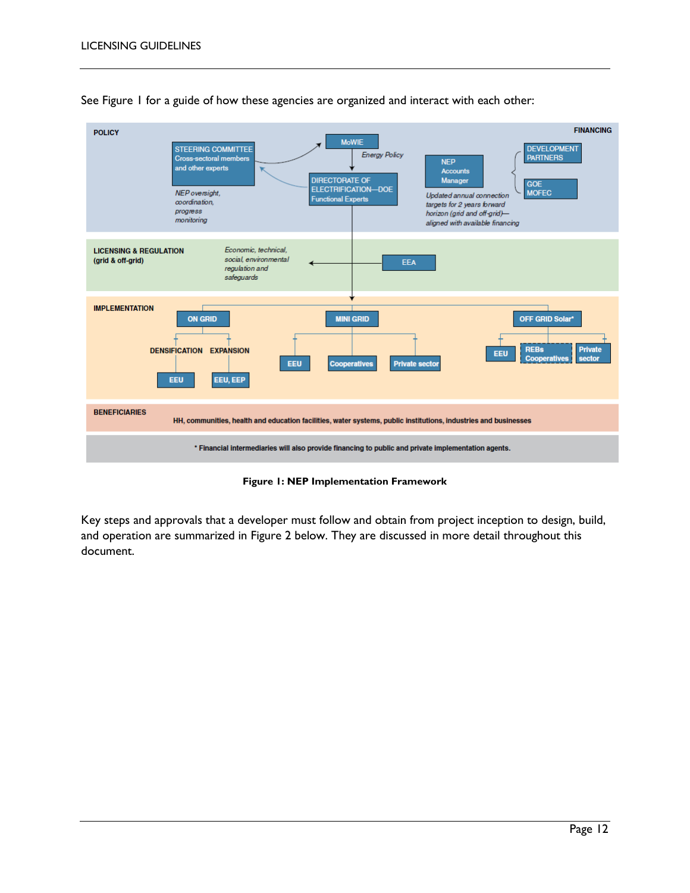See Figure 1 for a guide of how these agencies are organized and interact with each other:

**POLICY**

- STEERING COMMITTEE — Cross-sectoral members and other experts
  - *NEP oversight, coordination, progress monitoring*
- MoWIE
  - *Energy Policy*
- DIRECTORATE OF ELECTRIFICATION—DOE — Functional Experts

**FINANCING**

- NEP Accounts Manager
  - *Updated annual connection targets for 2 years forward horizon (grid and off-grid)—aligned with available financing*
- DEVELOPMENT PARTNERS
- GOE MOFEC

**LICENSING & REGULATION (grid & off-grid)**

- EEA
  - *Economic, technical, social, environmental regulation and safeguards*

**IMPLEMENTATION**

- ON GRID
  - DENSIFICATION: EEU
  - EXPANSION: EEU, EEP
- MINI GRID
  - EEU
  - Cooperatives
  - Private sector
- OFF GRID Solar*
  - EEU
  - REBs Cooperatives
  - Private sector

**BENEFICIARIES**

HH, communities, health and education facilities, water systems, public institutions, industries and businesses

\* Financial intermediaries will also provide financing to public and private implementation agents.

**Figure 1: NEP Implementation Framework**

Key steps and approvals that a developer must follow and obtain from project inception to design, build, and operation are summarized in Figure 2 below. They are discussed in more detail throughout this document.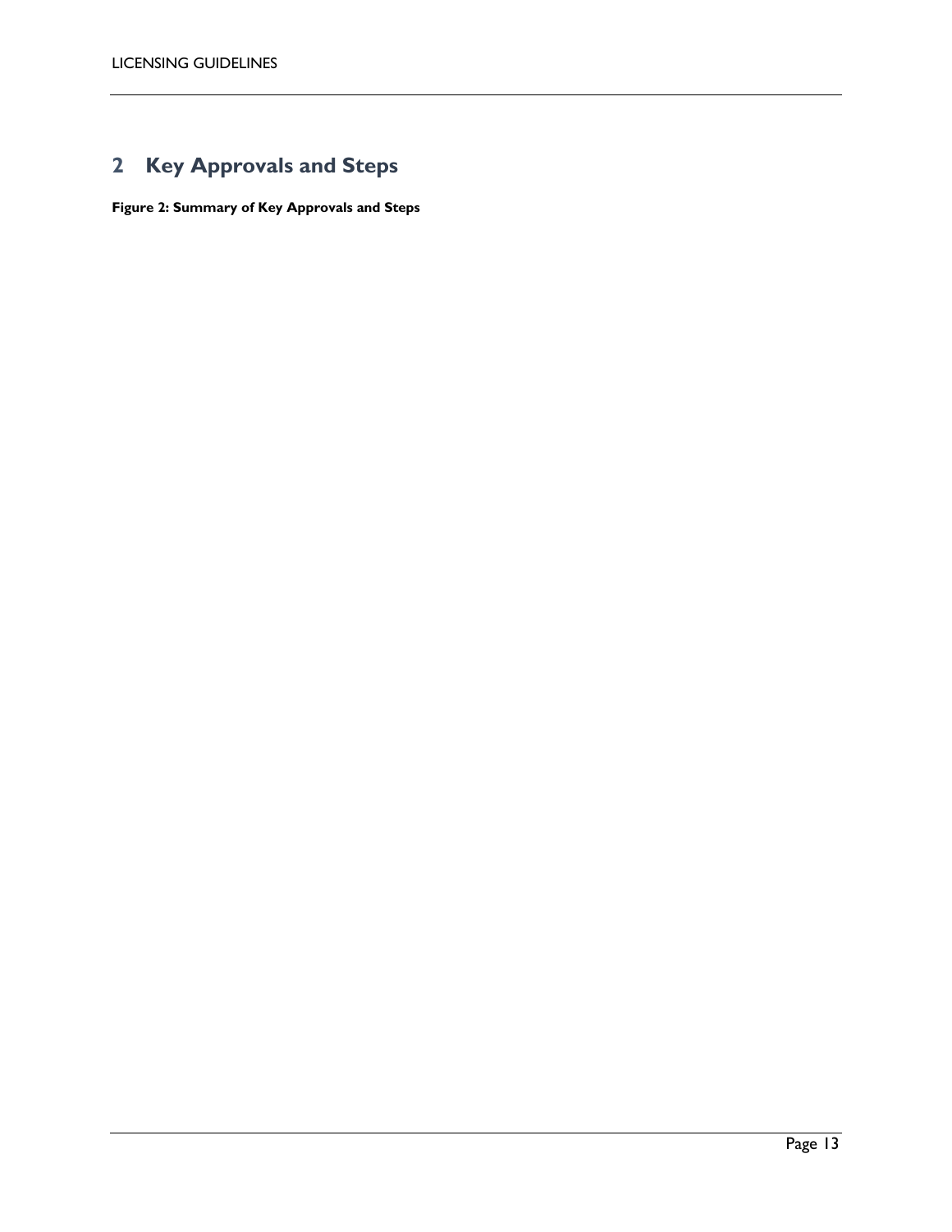## 2 Key Approvals and Steps

**Figure 2: Summary of Key Approvals and Steps**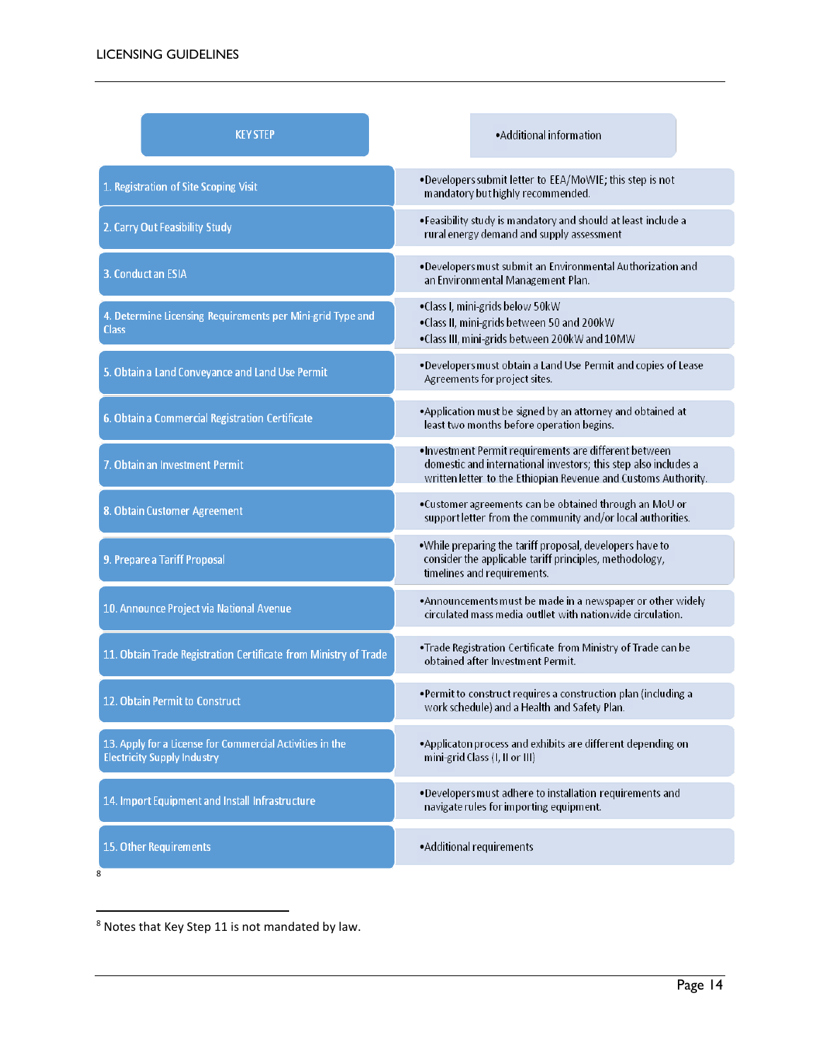| KEY STEP | •Additional information |
| --- | --- |
| 1. Registration of Site Scoping Visit | •Developers submit letter to EEA/MoWIE; this step is not mandatory but highly recommended. |
| 2. Carry Out Feasibility Study | •Feasibility study is mandatory and should at least include a rural energy demand and supply assessment |
| 3. Conduct an ESIA | •Developers must submit an Environmental Authorization and an Environmental Management Plan. |
| 4. Determine Licensing Requirements per Mini-grid Type and Class | •Class I, mini-grids below 50kW<br>•Class II, mini-grids between 50 and 200kW<br>•Class III, mini-grids between 200kW and 10MW |
| 5. Obtain a Land Conveyance and Land Use Permit | •Developers must obtain a Land Use Permit and copies of Lease Agreements for project sites. |
| 6. Obtain a Commercial Registration Certificate | •Application must be signed by an attorney and obtained at least two months before operation begins. |
| 7. Obtain an Investment Permit | •Investment Permit requirements are different between domestic and international investors; this step also includes a written letter to the Ethiopian Revenue and Customs Authority. |
| 8. Obtain Customer Agreement | •Customer agreements can be obtained through an MoU or support letter from the community and/or local authorities. |
| 9. Prepare a Tariff Proposal | •While preparing the tariff proposal, developers have to consider the applicable tariff principles, methodology, timelines and requirements. |
| 10. Announce Project via National Avenue | •Announcements must be made in a newspaper or other widely circulated mass media outlet with nationwide circulation. |
| 11. Obtain Trade Registration Certificate from Ministry of Trade | •Trade Registration Certificate from Ministry of Trade can be obtained after Investment Permit. |
| 12. Obtain Permit to Construct | •Permit to construct requires a construction plan (including a work schedule) and a Health and Safety Plan. |
| 13. Apply for a License for Commercial Activities in the Electricity Supply Industry | •Applicaton process and exhibits are different depending on mini-grid Class (I, II or III) |
| 14. Import Equipment and Install Infrastructure | •Developers must adhere to installation requirements and navigate rules for importing equipment. |
| 15. Other Requirements | •Additional requirements |

[8]

[8] Notes that Key Step 11 is not mandated by law.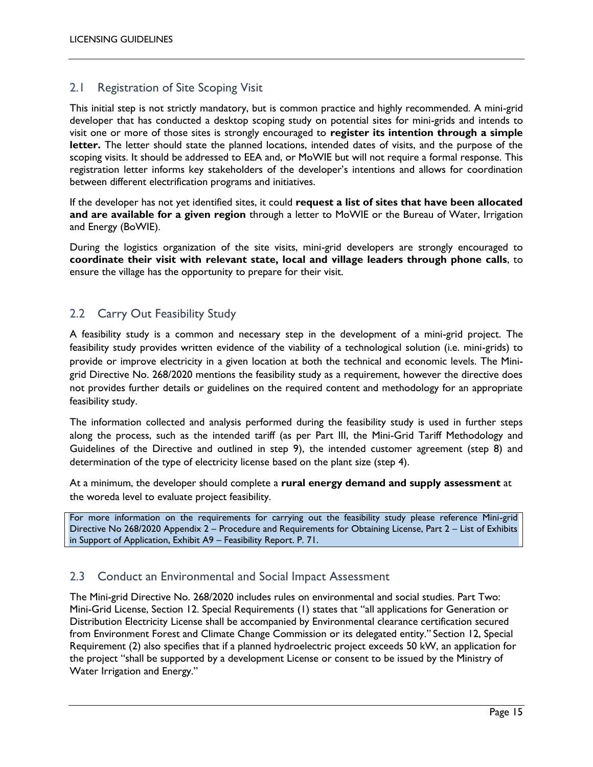## 2.1 Registration of Site Scoping Visit

This initial step is not strictly mandatory, but is common practice and highly recommended. A mini-grid developer that has conducted a desktop scoping study on potential sites for mini-grids and intends to visit one or more of those sites is strongly encouraged to **register its intention through a simple letter.** The letter should state the planned locations, intended dates of visits, and the purpose of the scoping visits. It should be addressed to EEA and, or MoWIE but will not require a formal response. This registration letter informs key stakeholders of the developer's intentions and allows for coordination between different electrification programs and initiatives.

If the developer has not yet identified sites, it could **request a list of sites that have been allocated and are available for a given region** through a letter to MoWIE or the Bureau of Water, Irrigation and Energy (BoWIE).

During the logistics organization of the site visits, mini-grid developers are strongly encouraged to **coordinate their visit with relevant state, local and village leaders through phone calls**, to ensure the village has the opportunity to prepare for their visit.

## 2.2 Carry Out Feasibility Study

A feasibility study is a common and necessary step in the development of a mini-grid project. The feasibility study provides written evidence of the viability of a technological solution (i.e. mini-grids) to provide or improve electricity in a given location at both the technical and economic levels. The Mini-grid Directive No. 268/2020 mentions the feasibility study as a requirement, however the directive does not provides further details or guidelines on the required content and methodology for an appropriate feasibility study.

The information collected and analysis performed during the feasibility study is used in further steps along the process, such as the intended tariff (as per Part III, the Mini-Grid Tariff Methodology and Guidelines of the Directive and outlined in step 9), the intended customer agreement (step 8) and determination of the type of electricity license based on the plant size (step 4).

At a minimum, the developer should complete a **rural energy demand and supply assessment** at the woreda level to evaluate project feasibility.

> For more information on the requirements for carrying out the feasibility study please reference Mini-grid Directive No 268/2020 Appendix 2 – Procedure and Requirements for Obtaining License, Part 2 – List of Exhibits in Support of Application, Exhibit A9 – Feasibility Report. P. 71.

## 2.3 Conduct an Environmental and Social Impact Assessment

The Mini-grid Directive No. 268/2020 includes rules on environmental and social studies. Part Two: Mini-Grid License, Section 12. Special Requirements (1) states that "all applications for Generation or Distribution Electricity License shall be accompanied by Environmental clearance certification secured from Environment Forest and Climate Change Commission or its delegated entity." Section 12, Special Requirement (2) also specifies that if a planned hydroelectric project exceeds 50 kW, an application for the project "shall be supported by a development License or consent to be issued by the Ministry of Water Irrigation and Energy."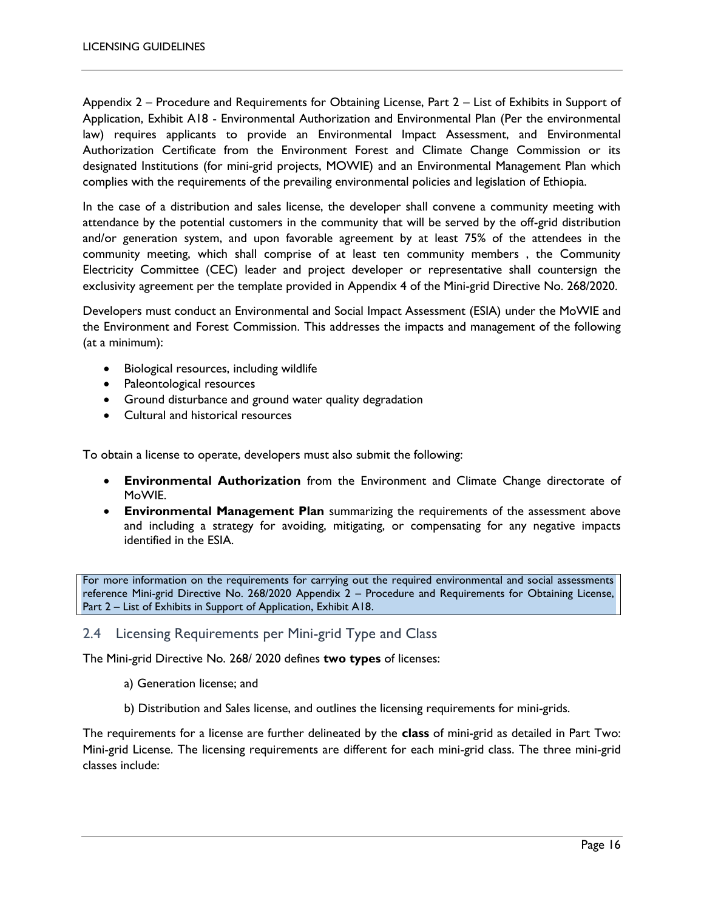Appendix 2 – Procedure and Requirements for Obtaining License, Part 2 – List of Exhibits in Support of Application, Exhibit A18 - Environmental Authorization and Environmental Plan (Per the environmental law) requires applicants to provide an Environmental Impact Assessment, and Environmental Authorization Certificate from the Environment Forest and Climate Change Commission or its designated Institutions (for mini-grid projects, MOWIE) and an Environmental Management Plan which complies with the requirements of the prevailing environmental policies and legislation of Ethiopia.

In the case of a distribution and sales license, the developer shall convene a community meeting with attendance by the potential customers in the community that will be served by the off-grid distribution and/or generation system, and upon favorable agreement by at least 75% of the attendees in the community meeting, which shall comprise of at least ten community members , the Community Electricity Committee (CEC) leader and project developer or representative shall countersign the exclusivity agreement per the template provided in Appendix 4 of the Mini-grid Directive No. 268/2020.

Developers must conduct an Environmental and Social Impact Assessment (ESIA) under the MoWIE and the Environment and Forest Commission. This addresses the impacts and management of the following (at a minimum):

- Biological resources, including wildlife
- Paleontological resources
- Ground disturbance and ground water quality degradation
- Cultural and historical resources

To obtain a license to operate, developers must also submit the following:

- **Environmental Authorization** from the Environment and Climate Change directorate of MoWIE.
- **Environmental Management Plan** summarizing the requirements of the assessment above and including a strategy for avoiding, mitigating, or compensating for any negative impacts identified in the ESIA.

For more information on the requirements for carrying out the required environmental and social assessments reference Mini-grid Directive No. 268/2020 Appendix 2 – Procedure and Requirements for Obtaining License, Part 2 – List of Exhibits in Support of Application, Exhibit A18.

## 2.4 Licensing Requirements per Mini-grid Type and Class

The Mini-grid Directive No. 268/ 2020 defines **two types** of licenses:

a) Generation license; and

b) Distribution and Sales license, and outlines the licensing requirements for mini-grids.

The requirements for a license are further delineated by the **class** of mini-grid as detailed in Part Two: Mini-grid License. The licensing requirements are different for each mini-grid class. The three mini-grid classes include: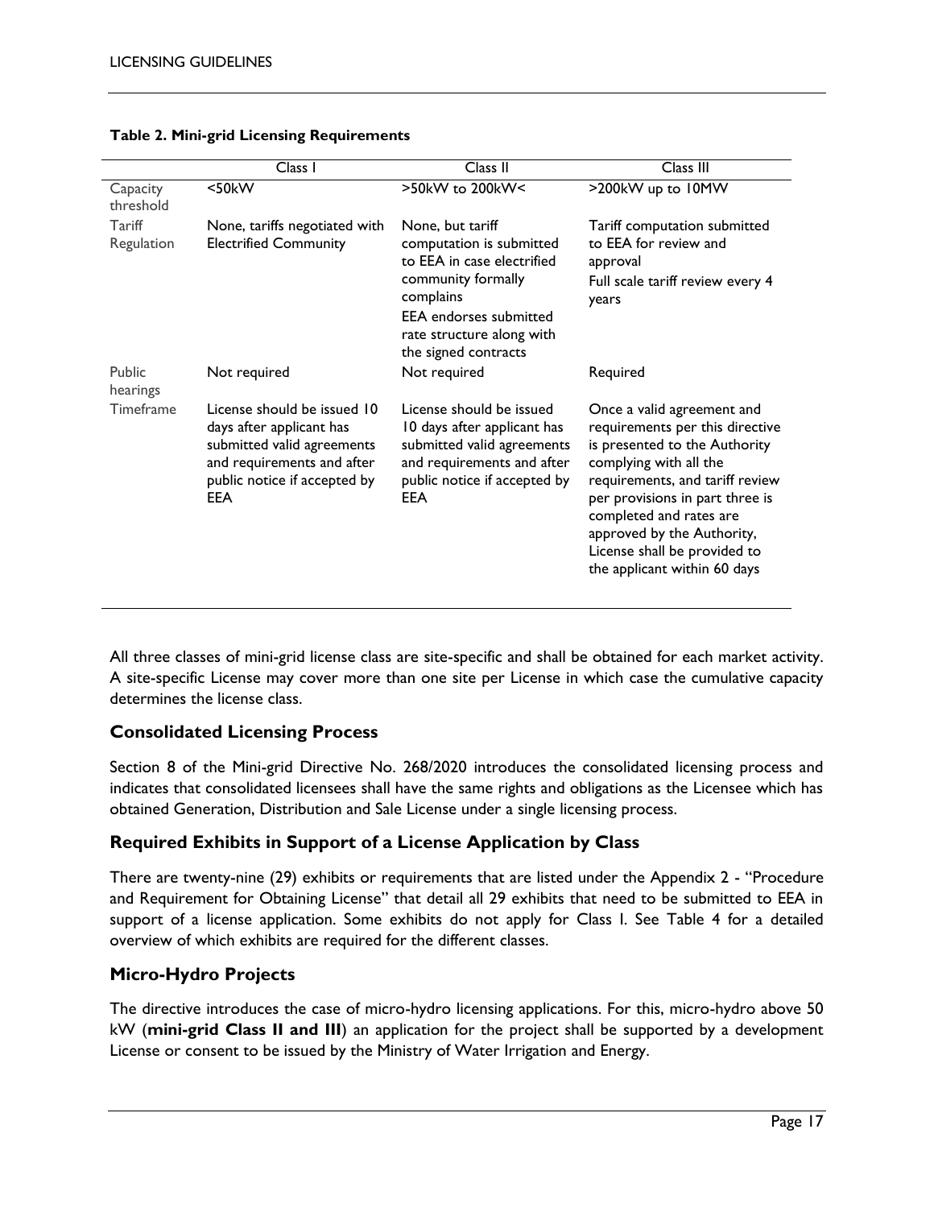**Table 2. Mini-grid Licensing Requirements**

| | Class I | Class II | Class III |
|---|---|---|---|
| Capacity threshold | <50kW | >50kW to 200kW< | >200kW up to 10MW |
| Tariff Regulation | None, tariffs negotiated with Electrified Community | None, but tariff computation is submitted to EEA in case electrified community formally complains<br>EEA endorses submitted rate structure along with the signed contracts | Tariff computation submitted to EEA for review and approval<br>Full scale tariff review every 4 years |
| Public hearings | Not required | Not required | Required |
| Timeframe | License should be issued 10 days after applicant has submitted valid agreements and requirements and after public notice if accepted by EEA | License should be issued 10 days after applicant has submitted valid agreements and requirements and after public notice if accepted by EEA | Once a valid agreement and requirements per this directive is presented to the Authority complying with all the requirements, and tariff review per provisions in part three is completed and rates are approved by the Authority, License shall be provided to the applicant within 60 days |

All three classes of mini-grid license class are site-specific and shall be obtained for each market activity. A site-specific License may cover more than one site per License in which case the cumulative capacity determines the license class.

## Consolidated Licensing Process

Section 8 of the Mini-grid Directive No. 268/2020 introduces the consolidated licensing process and indicates that consolidated licensees shall have the same rights and obligations as the Licensee which has obtained Generation, Distribution and Sale License under a single licensing process.

## Required Exhibits in Support of a License Application by Class

There are twenty-nine (29) exhibits or requirements that are listed under the Appendix 2 - "Procedure and Requirement for Obtaining License" that detail all 29 exhibits that need to be submitted to EEA in support of a license application. Some exhibits do not apply for Class I. See Table 4 for a detailed overview of which exhibits are required for the different classes.

## Micro-Hydro Projects

The directive introduces the case of micro-hydro licensing applications. For this, micro-hydro above 50 kW (**mini-grid Class II and III**) an application for the project shall be supported by a development License or consent to be issued by the Ministry of Water Irrigation and Energy.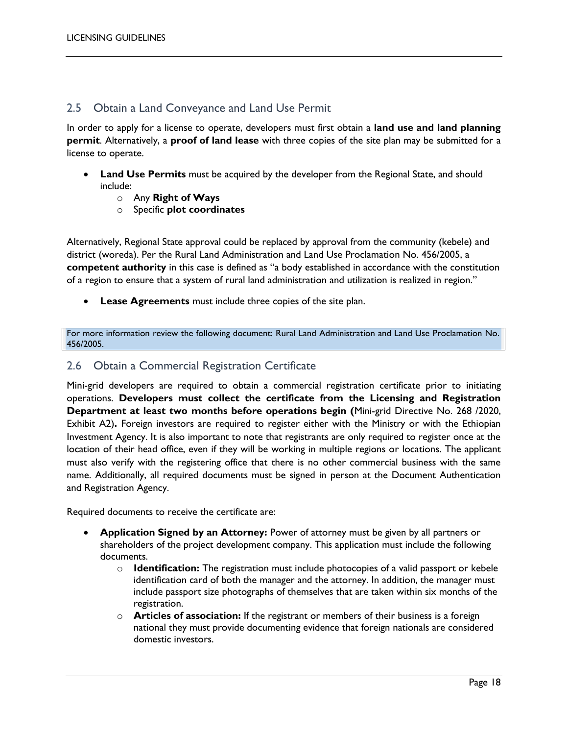## 2.5 Obtain a Land Conveyance and Land Use Permit

In order to apply for a license to operate, developers must first obtain a **land use and land planning permit**. Alternatively, a **proof of land lease** with three copies of the site plan may be submitted for a license to operate.

- **Land Use Permits** must be acquired by the developer from the Regional State, and should include:
  - Any **Right of Ways**
  - Specific **plot coordinates**

Alternatively, Regional State approval could be replaced by approval from the community (kebele) and district (woreda). Per the Rural Land Administration and Land Use Proclamation No. 456/2005, a **competent authority** in this case is defined as "a body established in accordance with the constitution of a region to ensure that a system of rural land administration and utilization is realized in region."

- **Lease Agreements** must include three copies of the site plan.

For more information review the following document: Rural Land Administration and Land Use Proclamation No. 456/2005.

## 2.6 Obtain a Commercial Registration Certificate

Mini-grid developers are required to obtain a commercial registration certificate prior to initiating operations. **Developers must collect the certificate from the Licensing and Registration Department at least two months before operations begin (**Mini-grid Directive No. 268 /2020, Exhibit A2)**.** Foreign investors are required to register either with the Ministry or with the Ethiopian Investment Agency. It is also important to note that registrants are only required to register once at the location of their head office, even if they will be working in multiple regions or locations. The applicant must also verify with the registering office that there is no other commercial business with the same name. Additionally, all required documents must be signed in person at the Document Authentication and Registration Agency.

Required documents to receive the certificate are:

- **Application Signed by an Attorney:** Power of attorney must be given by all partners or shareholders of the project development company. This application must include the following documents.
  - **Identification:** The registration must include photocopies of a valid passport or kebele identification card of both the manager and the attorney. In addition, the manager must include passport size photographs of themselves that are taken within six months of the registration.
  - **Articles of association:** If the registrant or members of their business is a foreign national they must provide documenting evidence that foreign nationals are considered domestic investors.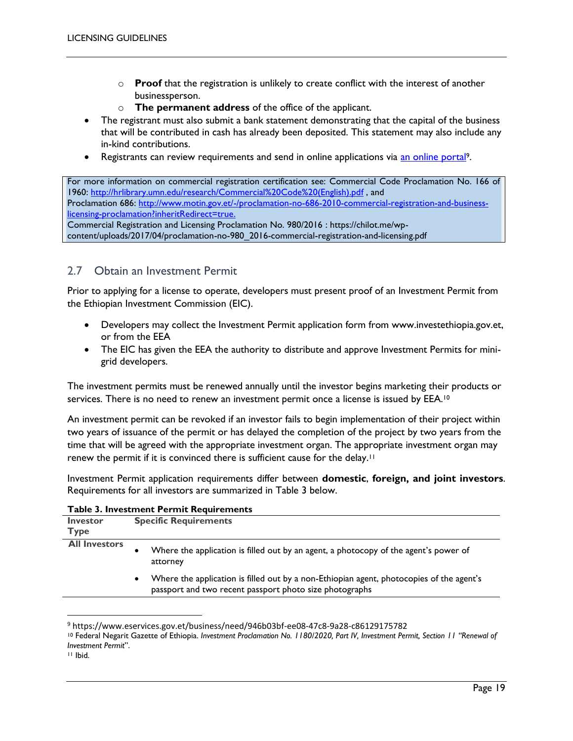- **Proof** that the registration is unlikely to create conflict with the interest of another businessperson.
  - **The permanent address** of the office of the applicant.
- The registrant must also submit a bank statement demonstrating that the capital of the business that will be contributed in cash has already been deposited. This statement may also include any in-kind contributions.
- Registrants can review requirements and send in online applications via [an online portal][9].

For more information on commercial registration certification see: Commercial Code Proclamation No. 166 of 1960: http://hrlibrary.umn.edu/research/Commercial%20Code%20(English).pdf , and
Proclamation 686: http://www.motin.gov.et/-/proclamation-no-686-2010-commercial-registration-and-business-licensing-proclamation?inheritRedirect=true.
Commercial Registration and Licensing Proclamation No. 980/2016 : https://chilot.me/wp-content/uploads/2017/04/proclamation-no-980_2016-commercial-registration-and-licensing.pdf

## 2.7 Obtain an Investment Permit

Prior to applying for a license to operate, developers must present proof of an Investment Permit from the Ethiopian Investment Commission (EIC).

- Developers may collect the Investment Permit application form from www.investethiopia.gov.et, or from the EEA
- The EIC has given the EEA the authority to distribute and approve Investment Permits for mini-grid developers.

The investment permits must be renewed annually until the investor begins marketing their products or services. There is no need to renew an investment permit once a license is issued by EEA.[10]

An investment permit can be revoked if an investor fails to begin implementation of their project within two years of issuance of the permit or has delayed the completion of the project by two years from the time that will be agreed with the appropriate investment organ. The appropriate investment organ may renew the permit if it is convinced there is sufficient cause for the delay.[11]

Investment Permit application requirements differ between **domestic**, **foreign, and joint investors**. Requirements for all investors are summarized in Table 3 below.

**Table 3. Investment Permit Requirements**

| Investor Type | Specific Requirements |
|---|---|
| **All Investors** | • Where the application is filled out by an agent, a photocopy of the agent's power of attorney<br>• Where the application is filled out by a non-Ethiopian agent, photocopies of the agent's passport and two recent passport photo size photographs |

[9] https://www.eservices.gov.et/business/need/946b03bf-ee08-47c8-9a28-c86129175782
[10] Federal Negarit Gazette of Ethiopia. *Investment Proclamation No. 1180/2020, Part IV, Investment Permit, Section 11 "Renewal of Investment Permit"*.
[11] Ibid.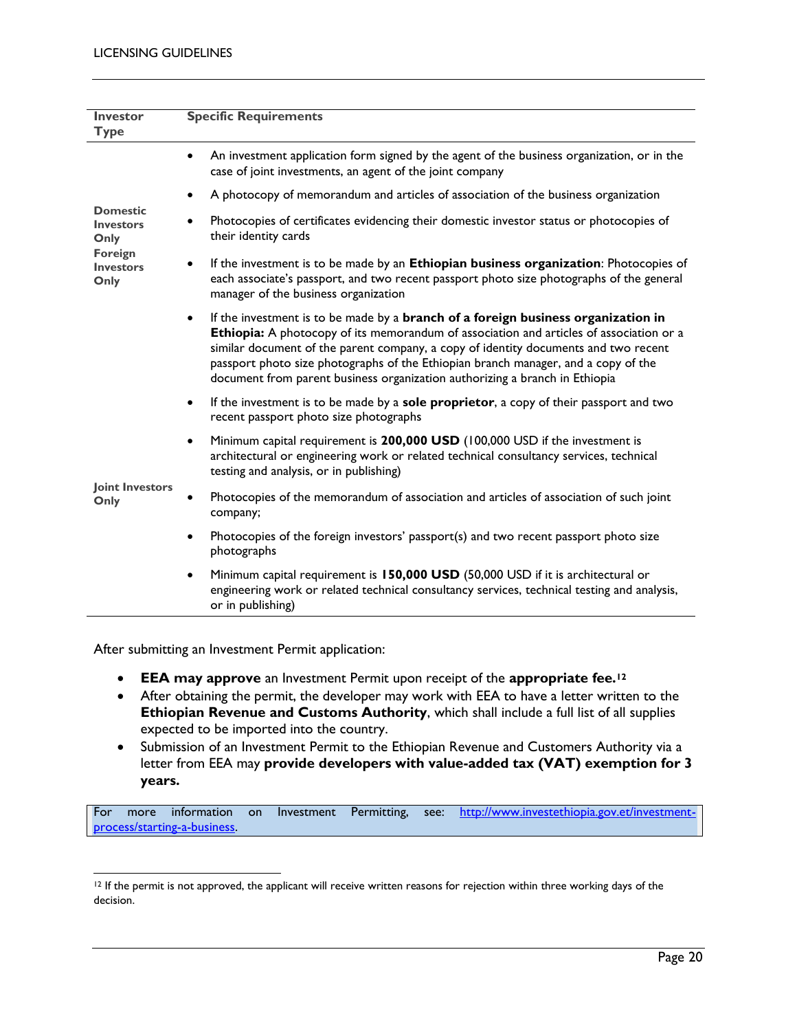| Investor Type | Specific Requirements |
|---|---|
| Domestic Investors Only<br>Foreign Investors Only | • An investment application form signed by the agent of the business organization, or in the case of joint investments, an agent of the joint company<br>• A photocopy of memorandum and articles of association of the business organization<br>• Photocopies of certificates evidencing their domestic investor status or photocopies of their identity cards<br>• If the investment is to be made by an **Ethiopian business organization**: Photocopies of each associate's passport, and two recent passport photo size photographs of the general manager of the business organization<br>• If the investment is to be made by a **branch of a foreign business organization in Ethiopia:** A photocopy of its memorandum of association and articles of association or a similar document of the parent company, a copy of identity documents and two recent passport photo size photographs of the Ethiopian branch manager, and a copy of the document from parent business organization authorizing a branch in Ethiopia<br>• If the investment is to be made by a **sole proprietor**, a copy of their passport and two recent passport photo size photographs<br>• Minimum capital requirement is **200,000 USD** (100,000 USD if the investment is architectural or engineering work or related technical consultancy services, technical testing and analysis, or in publishing) |
| Joint Investors Only | • Photocopies of the memorandum of association and articles of association of such joint company;<br>• Photocopies of the foreign investors' passport(s) and two recent passport photo size photographs<br>• Minimum capital requirement is **150,000 USD** (50,000 USD if it is architectural or engineering work or related technical consultancy services, technical testing and analysis, or in publishing) |

After submitting an Investment Permit application:

- **EEA may approve** an Investment Permit upon receipt of the **appropriate fee.**[12]
- After obtaining the permit, the developer may work with EEA to have a letter written to the **Ethiopian Revenue and Customs Authority**, which shall include a full list of all supplies expected to be imported into the country.
- Submission of an Investment Permit to the Ethiopian Revenue and Customers Authority via a letter from EEA may **provide developers with value-added tax (VAT) exemption for 3 years.**

For more information on Investment Permitting, see: http://www.investethiopia.gov.et/investment-process/starting-a-business.

[12] If the permit is not approved, the applicant will receive written reasons for rejection within three working days of the decision.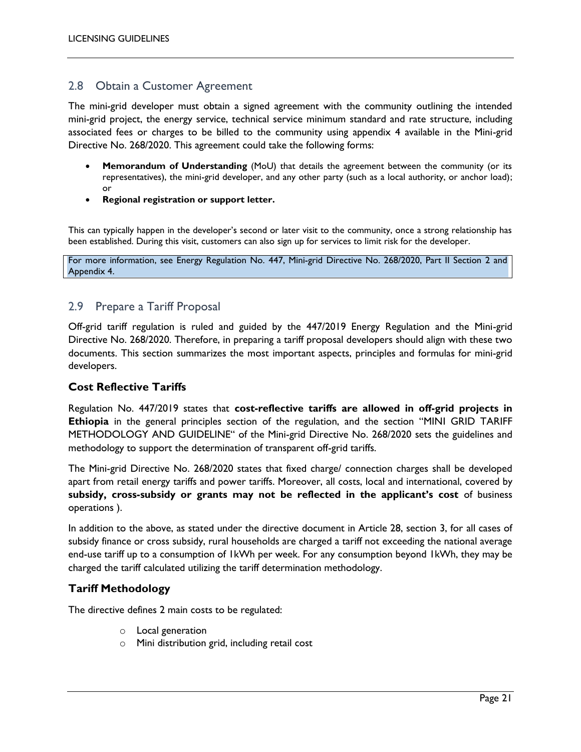## 2.8 Obtain a Customer Agreement

The mini-grid developer must obtain a signed agreement with the community outlining the intended mini-grid project, the energy service, technical service minimum standard and rate structure, including associated fees or charges to be billed to the community using appendix 4 available in the Mini-grid Directive No. 268/2020. This agreement could take the following forms:

- **Memorandum of Understanding** (MoU) that details the agreement between the community (or its representatives), the mini-grid developer, and any other party (such as a local authority, or anchor load); or
- **Regional registration or support letter.**

This can typically happen in the developer's second or later visit to the community, once a strong relationship has been established. During this visit, customers can also sign up for services to limit risk for the developer.

> For more information, see Energy Regulation No. 447, Mini-grid Directive No. 268/2020, Part II Section 2 and Appendix 4.

## 2.9 Prepare a Tariff Proposal

Off-grid tariff regulation is ruled and guided by the 447/2019 Energy Regulation and the Mini-grid Directive No. 268/2020. Therefore, in preparing a tariff proposal developers should align with these two documents. This section summarizes the most important aspects, principles and formulas for mini-grid developers.

### Cost Reflective Tariffs

Regulation No. 447/2019 states that **cost-reflective tariffs are allowed in off-grid projects in Ethiopia** in the general principles section of the regulation, and the section "MINI GRID TARIFF METHODOLOGY AND GUIDELINE" of the Mini-grid Directive No. 268/2020 sets the guidelines and methodology to support the determination of transparent off-grid tariffs.

The Mini-grid Directive No. 268/2020 states that fixed charge/ connection charges shall be developed apart from retail energy tariffs and power tariffs. Moreover, all costs, local and international, covered by **subsidy, cross-subsidy or grants may not be reflected in the applicant's cost** of business operations ).

In addition to the above, as stated under the directive document in Article 28, section 3, for all cases of subsidy finance or cross subsidy, rural households are charged a tariff not exceeding the national average end-use tariff up to a consumption of 1kWh per week. For any consumption beyond 1kWh, they may be charged the tariff calculated utilizing the tariff determination methodology.

### Tariff Methodology

The directive defines 2 main costs to be regulated:

- Local generation
- Mini distribution grid, including retail cost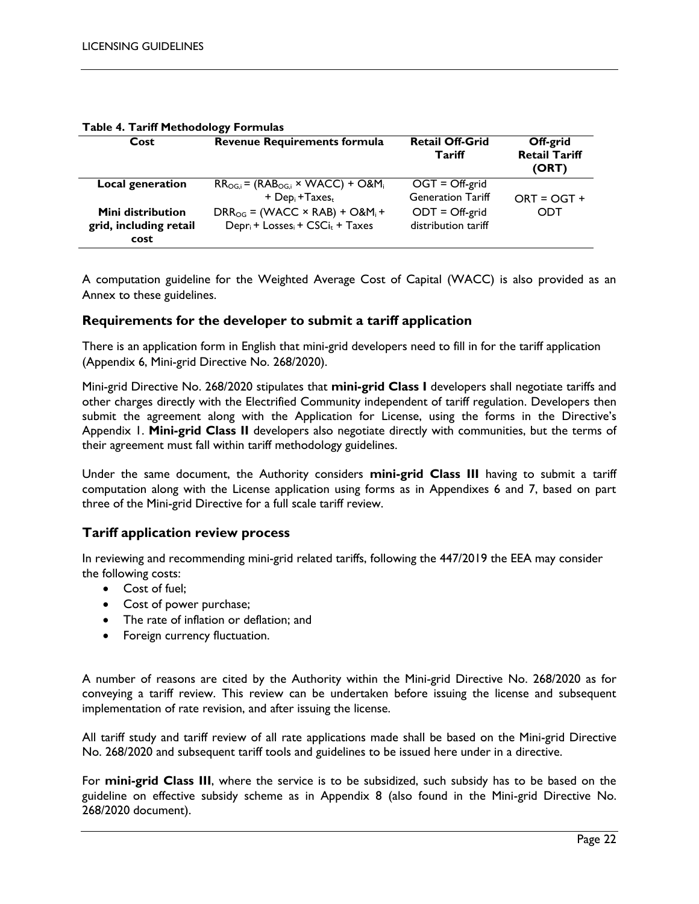**Table 4. Tariff Methodology Formulas**

| Cost | Revenue Requirements formula | Retail Off-Grid Tariff | Off-grid Retail Tariff (ORT) |
|---|---|---|---|
| **Local generation** | $RR_{OG,i} = (RAB_{OG,i} \times WACC) + O\&M_i + Dep_i + Taxes_t$ | OGT = Off-grid Generation Tariff | ORT = OGT + ODT |
| **Mini distribution grid, including retail cost** | $DRR_{OG} = (WACC \times RAB) + O\&M_i + Depr_i + Losses_i + CSCi_t + Taxes$ | ODT = Off-grid distribution tariff | |

A computation guideline for the Weighted Average Cost of Capital (WACC) is also provided as an Annex to these guidelines.

## Requirements for the developer to submit a tariff application

There is an application form in English that mini-grid developers need to fill in for the tariff application (Appendix 6, Mini-grid Directive No. 268/2020).

Mini-grid Directive No. 268/2020 stipulates that **mini-grid Class I** developers shall negotiate tariffs and other charges directly with the Electrified Community independent of tariff regulation. Developers then submit the agreement along with the Application for License, using the forms in the Directive's Appendix 1. **Mini-grid Class II** developers also negotiate directly with communities, but the terms of their agreement must fall within tariff methodology guidelines.

Under the same document, the Authority considers **mini-grid Class III** having to submit a tariff computation along with the License application using forms as in Appendixes 6 and 7, based on part three of the Mini-grid Directive for a full scale tariff review.

## Tariff application review process

In reviewing and recommending mini-grid related tariffs, following the 447/2019 the EEA may consider the following costs:

- Cost of fuel;
- Cost of power purchase;
- The rate of inflation or deflation; and
- Foreign currency fluctuation.

A number of reasons are cited by the Authority within the Mini-grid Directive No. 268/2020 as for conveying a tariff review. This review can be undertaken before issuing the license and subsequent implementation of rate revision, and after issuing the license.

All tariff study and tariff review of all rate applications made shall be based on the Mini-grid Directive No. 268/2020 and subsequent tariff tools and guidelines to be issued here under in a directive.

For **mini-grid Class III**, where the service is to be subsidized, such subsidy has to be based on the guideline on effective subsidy scheme as in Appendix 8 (also found in the Mini-grid Directive No. 268/2020 document).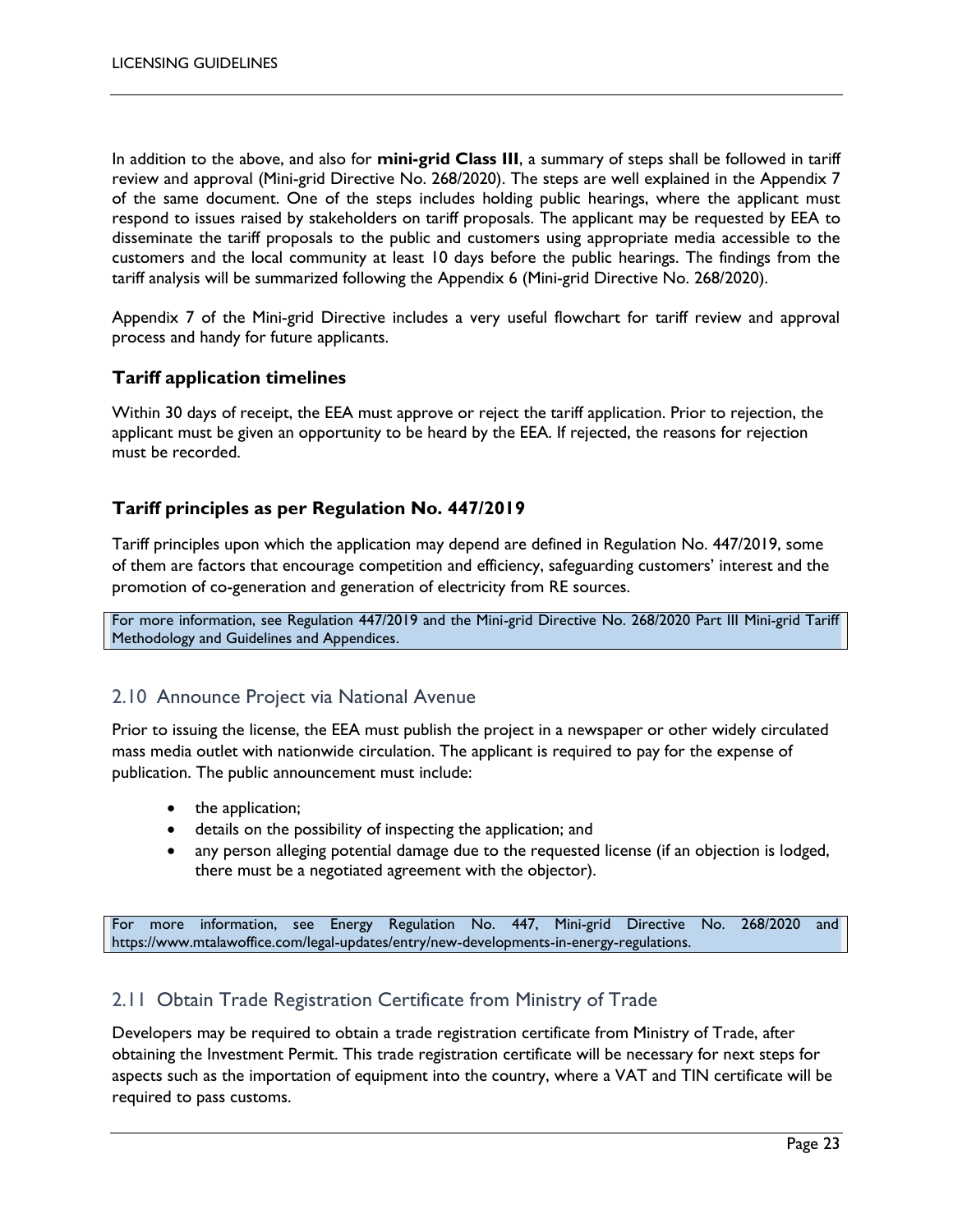In addition to the above, and also for **mini-grid Class III**, a summary of steps shall be followed in tariff review and approval (Mini-grid Directive No. 268/2020). The steps are well explained in the Appendix 7 of the same document. One of the steps includes holding public hearings, where the applicant must respond to issues raised by stakeholders on tariff proposals. The applicant may be requested by EEA to disseminate the tariff proposals to the public and customers using appropriate media accessible to the customers and the local community at least 10 days before the public hearings. The findings from the tariff analysis will be summarized following the Appendix 6 (Mini-grid Directive No. 268/2020).

Appendix 7 of the Mini-grid Directive includes a very useful flowchart for tariff review and approval process and handy for future applicants.

### Tariff application timelines

Within 30 days of receipt, the EEA must approve or reject the tariff application. Prior to rejection, the applicant must be given an opportunity to be heard by the EEA. If rejected, the reasons for rejection must be recorded.

### Tariff principles as per Regulation No. 447/2019

Tariff principles upon which the application may depend are defined in Regulation No. 447/2019, some of them are factors that encourage competition and efficiency, safeguarding customers' interest and the promotion of co-generation and generation of electricity from RE sources.

For more information, see Regulation 447/2019 and the Mini-grid Directive No. 268/2020 Part III Mini-grid Tariff Methodology and Guidelines and Appendices.

## 2.10 Announce Project via National Avenue

Prior to issuing the license, the EEA must publish the project in a newspaper or other widely circulated mass media outlet with nationwide circulation. The applicant is required to pay for the expense of publication. The public announcement must include:

- the application;
- details on the possibility of inspecting the application; and
- any person alleging potential damage due to the requested license (if an objection is lodged, there must be a negotiated agreement with the objector).

For more information, see Energy Regulation No. 447, Mini-grid Directive No. 268/2020 and https://www.mtalawoffice.com/legal-updates/entry/new-developments-in-energy-regulations.

## 2.11 Obtain Trade Registration Certificate from Ministry of Trade

Developers may be required to obtain a trade registration certificate from Ministry of Trade, after obtaining the Investment Permit. This trade registration certificate will be necessary for next steps for aspects such as the importation of equipment into the country, where a VAT and TIN certificate will be required to pass customs.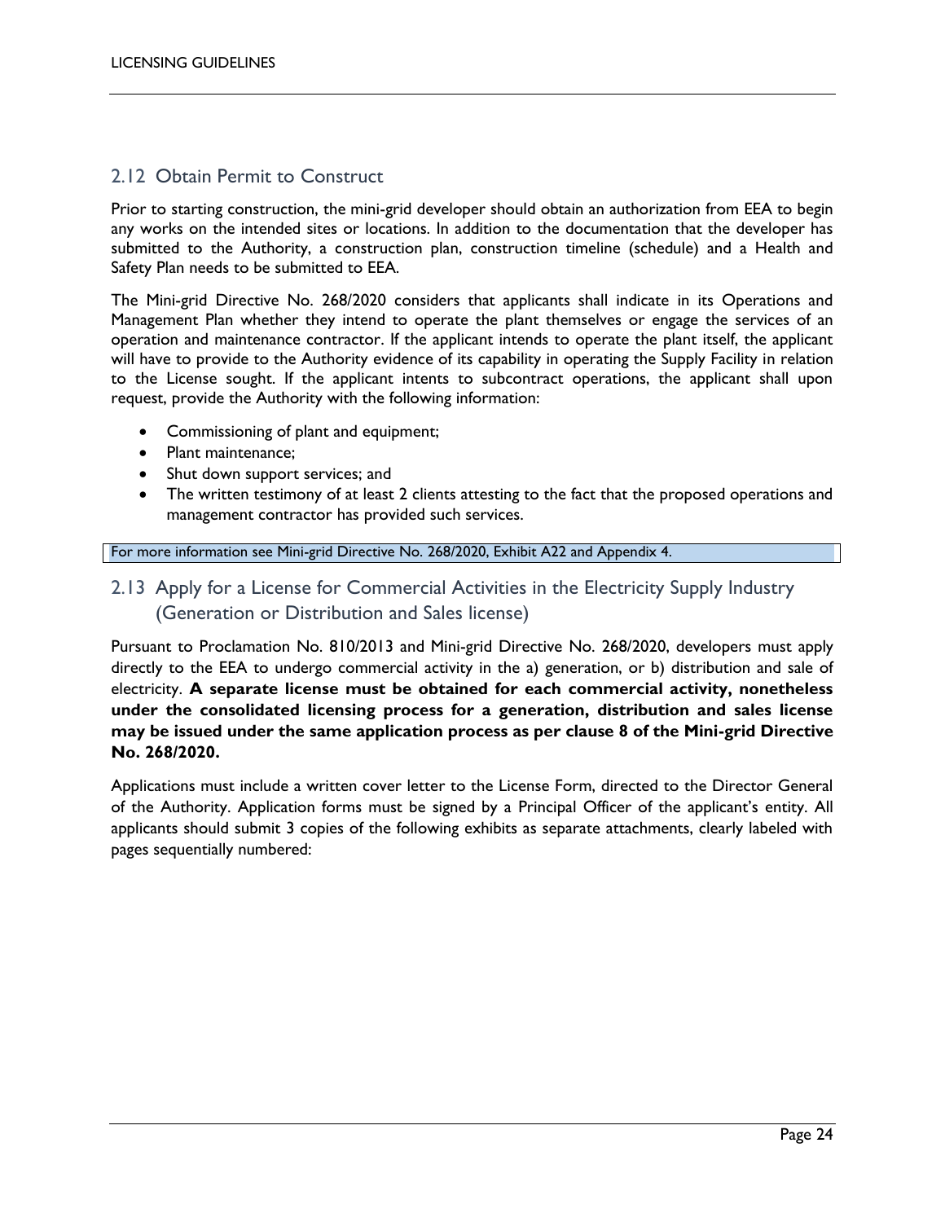## 2.12 Obtain Permit to Construct

Prior to starting construction, the mini-grid developer should obtain an authorization from EEA to begin any works on the intended sites or locations. In addition to the documentation that the developer has submitted to the Authority, a construction plan, construction timeline (schedule) and a Health and Safety Plan needs to be submitted to EEA.

The Mini-grid Directive No. 268/2020 considers that applicants shall indicate in its Operations and Management Plan whether they intend to operate the plant themselves or engage the services of an operation and maintenance contractor. If the applicant intends to operate the plant itself, the applicant will have to provide to the Authority evidence of its capability in operating the Supply Facility in relation to the License sought. If the applicant intents to subcontract operations, the applicant shall upon request, provide the Authority with the following information:

- Commissioning of plant and equipment;
- Plant maintenance;
- Shut down support services; and
- The written testimony of at least 2 clients attesting to the fact that the proposed operations and management contractor has provided such services.

For more information see Mini-grid Directive No. 268/2020, Exhibit A22 and Appendix 4.

## 2.13 Apply for a License for Commercial Activities in the Electricity Supply Industry (Generation or Distribution and Sales license)

Pursuant to Proclamation No. 810/2013 and Mini-grid Directive No. 268/2020, developers must apply directly to the EEA to undergo commercial activity in the a) generation, or b) distribution and sale of electricity. **A separate license must be obtained for each commercial activity, nonetheless under the consolidated licensing process for a generation, distribution and sales license may be issued under the same application process as per clause 8 of the Mini-grid Directive No. 268/2020.**

Applications must include a written cover letter to the License Form, directed to the Director General of the Authority. Application forms must be signed by a Principal Officer of the applicant's entity. All applicants should submit 3 copies of the following exhibits as separate attachments, clearly labeled with pages sequentially numbered: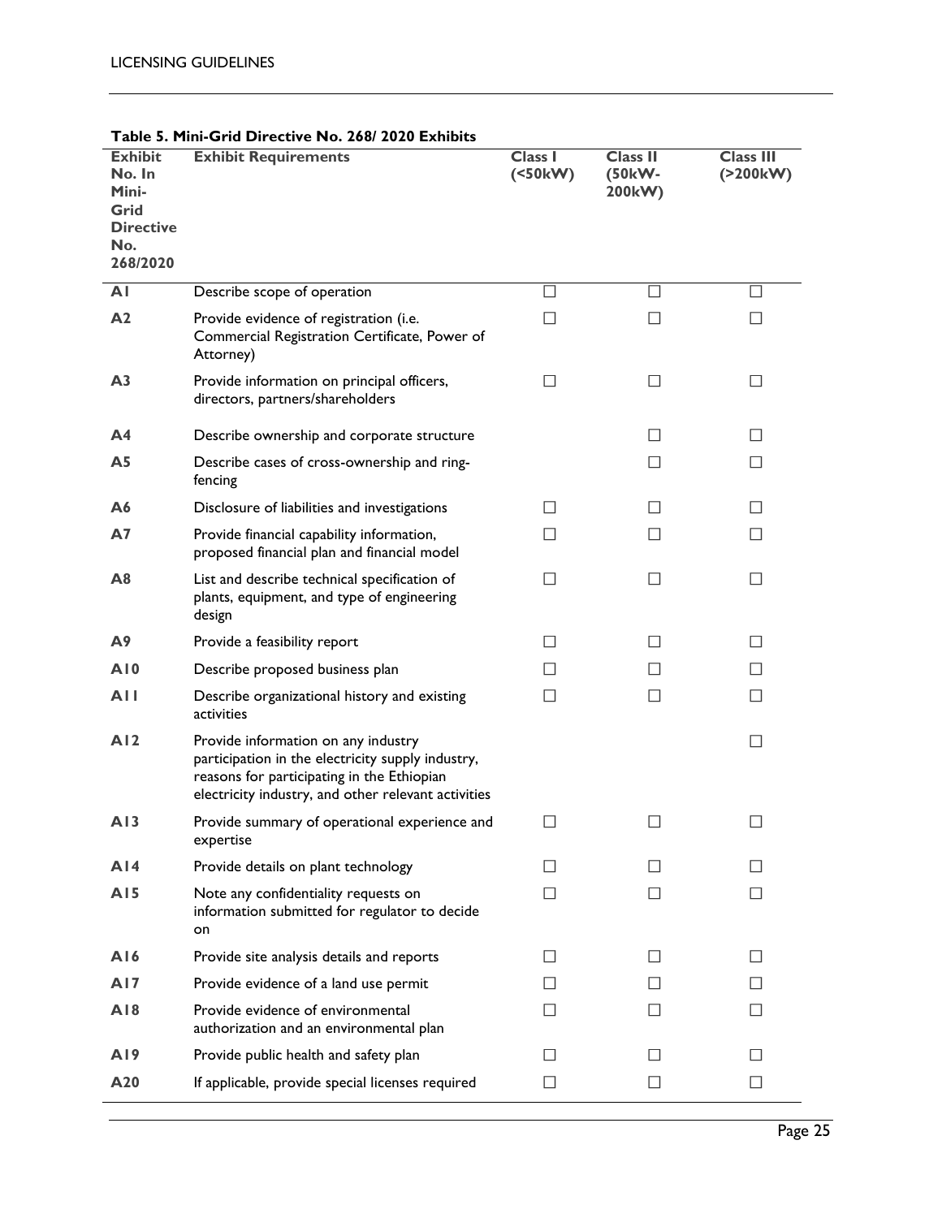**Table 5. Mini-Grid Directive No. 268/ 2020 Exhibits**

| Exhibit No. In Mini-Grid Directive No. 268/2020 | Exhibit Requirements | Class I (<50kW) | Class II (50kW-200kW) | Class III (>200kW) |
|---|---|---|---|---|
| A1 | Describe scope of operation | ☐ | ☐ | ☐ |
| A2 | Provide evidence of registration (i.e. Commercial Registration Certificate, Power of Attorney) | ☐ | ☐ | ☐ |
| A3 | Provide information on principal officers, directors, partners/shareholders | ☐ | ☐ | ☐ |
| A4 | Describe ownership and corporate structure | | ☐ | ☐ |
| A5 | Describe cases of cross-ownership and ring-fencing | | ☐ | ☐ |
| A6 | Disclosure of liabilities and investigations | ☐ | ☐ | ☐ |
| A7 | Provide financial capability information, proposed financial plan and financial model | ☐ | ☐ | ☐ |
| A8 | List and describe technical specification of plants, equipment, and type of engineering design | ☐ | ☐ | ☐ |
| A9 | Provide a feasibility report | ☐ | ☐ | ☐ |
| A10 | Describe proposed business plan | ☐ | ☐ | ☐ |
| A11 | Describe organizational history and existing activities | ☐ | ☐ | ☐ |
| A12 | Provide information on any industry participation in the electricity supply industry, reasons for participating in the Ethiopian electricity industry, and other relevant activities | | | ☐ |
| A13 | Provide summary of operational experience and expertise | ☐ | ☐ | ☐ |
| A14 | Provide details on plant technology | ☐ | ☐ | ☐ |
| A15 | Note any confidentiality requests on information submitted for regulator to decide on | ☐ | ☐ | ☐ |
| A16 | Provide site analysis details and reports | ☐ | ☐ | ☐ |
| A17 | Provide evidence of a land use permit | ☐ | ☐ | ☐ |
| A18 | Provide evidence of environmental authorization and an environmental plan | ☐ | ☐ | ☐ |
| A19 | Provide public health and safety plan | ☐ | ☐ | ☐ |
| A20 | If applicable, provide special licenses required | ☐ | ☐ | ☐ |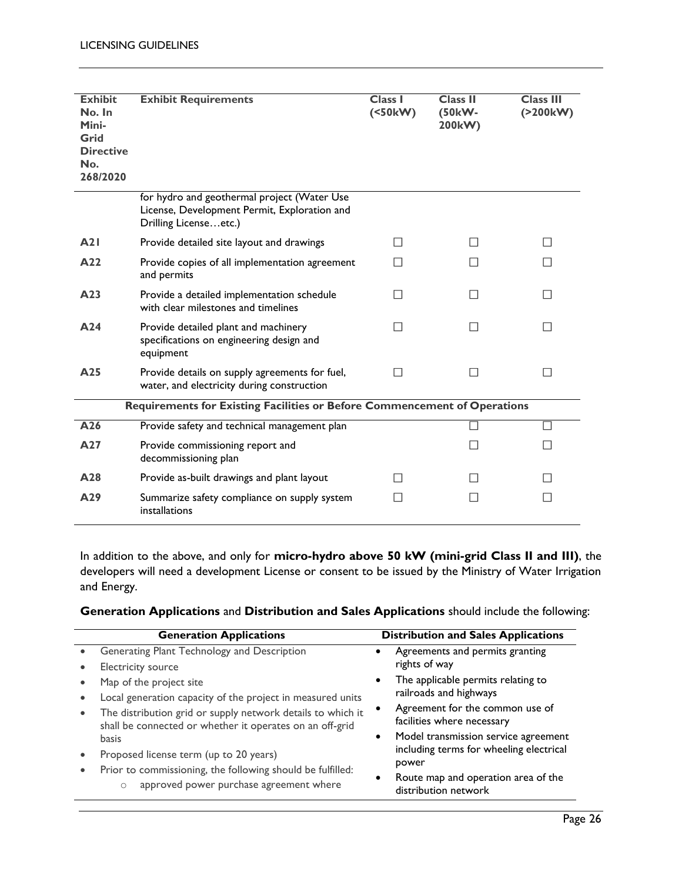| Exhibit No. In Mini-Grid Directive No. 268/2020 | Exhibit Requirements | Class I (<50kW) | Class II (50kW-200kW) | Class III (>200kW) |
|---|---|---|---|---|
| | for hydro and geothermal project (Water Use License, Development Permit, Exploration and Drilling License…etc.) | | | |
| **A21** | Provide detailed site layout and drawings | ☐ | ☐ | ☐ |
| **A22** | Provide copies of all implementation agreement and permits | ☐ | ☐ | ☐ |
| **A23** | Provide a detailed implementation schedule with clear milestones and timelines | ☐ | ☐ | ☐ |
| **A24** | Provide detailed plant and machinery specifications on engineering design and equipment | ☐ | ☐ | ☐ |
| **A25** | Provide details on supply agreements for fuel, water, and electricity during construction | ☐ | ☐ | ☐ |
| | **Requirements for Existing Facilities or Before Commencement of Operations** | | | |
| **A26** | Provide safety and technical management plan | | ☐ | ☐ |
| **A27** | Provide commissioning report and decommissioning plan | | ☐ | ☐ |
| **A28** | Provide as-built drawings and plant layout | ☐ | ☐ | ☐ |
| **A29** | Summarize safety compliance on supply system installations | ☐ | ☐ | ☐ |

In addition to the above, and only for **micro-hydro above 50 kW (mini-grid Class II and III)**, the developers will need a development License or consent to be issued by the Ministry of Water Irrigation and Energy.

**Generation Applications** and **Distribution and Sales Applications** should include the following:

| Generation Applications | Distribution and Sales Applications |
|---|---|
| • Generating Plant Technology and Description<br>• Electricity source<br>• Map of the project site<br>• Local generation capacity of the project in measured units<br>• The distribution grid or supply network details to which it shall be connected or whether it operates on an off-grid basis<br>• Proposed license term (up to 20 years)<br>• Prior to commissioning, the following should be fulfilled:<br>  ○ approved power purchase agreement where | • Agreements and permits granting rights of way<br>• The applicable permits relating to railroads and highways<br>• Agreement for the common use of facilities where necessary<br>• Model transmission service agreement including terms for wheeling electrical power<br>• Route map and operation area of the distribution network |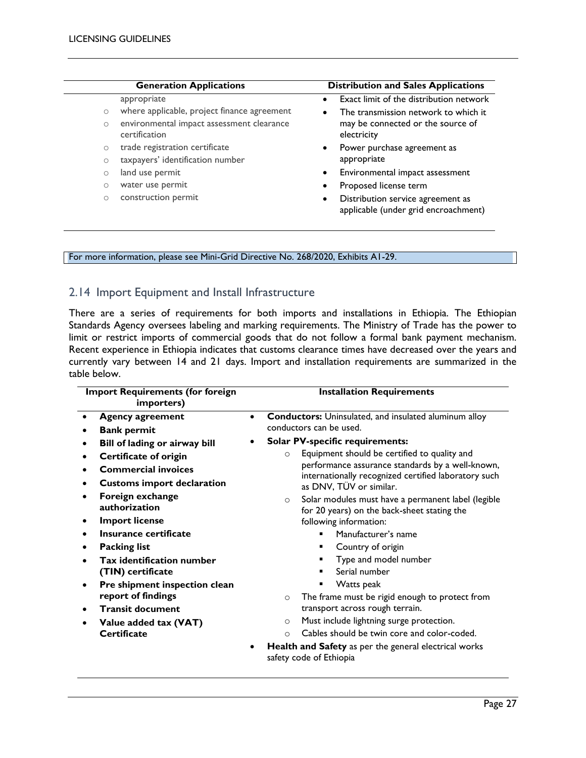| Generation Applications | Distribution and Sales Applications |
|---|---|
| appropriate<br>◦ where applicable, project finance agreement<br>◦ environmental impact assessment clearance certification<br>◦ trade registration certificate<br>◦ taxpayers' identification number<br>◦ land use permit<br>◦ water use permit<br>◦ construction permit | • Exact limit of the distribution network<br>• The transmission network to which it may be connected or the source of electricity<br>• Power purchase agreement as appropriate<br>• Environmental impact assessment<br>• Proposed license term<br>• Distribution service agreement as applicable (under grid encroachment) |

For more information, please see Mini-Grid Directive No. 268/2020, Exhibits A1-29.

## 2.14 Import Equipment and Install Infrastructure

There are a series of requirements for both imports and installations in Ethiopia. The Ethiopian Standards Agency oversees labeling and marking requirements. The Ministry of Trade has the power to limit or restrict imports of commercial goods that do not follow a formal bank payment mechanism. Recent experience in Ethiopia indicates that customs clearance times have decreased over the years and currently vary between 14 and 21 days. Import and installation requirements are summarized in the table below.

| Import Requirements (for foreign importers) | Installation Requirements |
|---|---|
| • **Agency agreement**<br>• **Bank permit**<br>• **Bill of lading or airway bill**<br>• **Certificate of origin**<br>• **Commercial invoices**<br>• **Customs import declaration**<br>• **Foreign exchange authorization**<br>• **Import license**<br>• **Insurance certificate**<br>• **Packing list**<br>• **Tax identification number (TIN) certificate**<br>• **Pre shipment inspection clean report of findings**<br>• **Transit document**<br>• **Value added tax (VAT) Certificate** | • **Conductors:** Uninsulated, and insulated aluminum alloy conductors can be used.<br>• **Solar PV-specific requirements:**<br>◦ Equipment should be certified to quality and performance assurance standards by a well-known, internationally recognized certified laboratory such as DNV, TÜV or similar.<br>◦ Solar modules must have a permanent label (legible for 20 years) on the back-sheet stating the following information:<br>▪ Manufacturer's name<br>▪ Country of origin<br>▪ Type and model number<br>▪ Serial number<br>▪ Watts peak<br>◦ The frame must be rigid enough to protect from transport across rough terrain.<br>◦ Must include lightning surge protection.<br>◦ Cables should be twin core and color-coded.<br>• **Health and Safety** as per the general electrical works safety code of Ethiopia |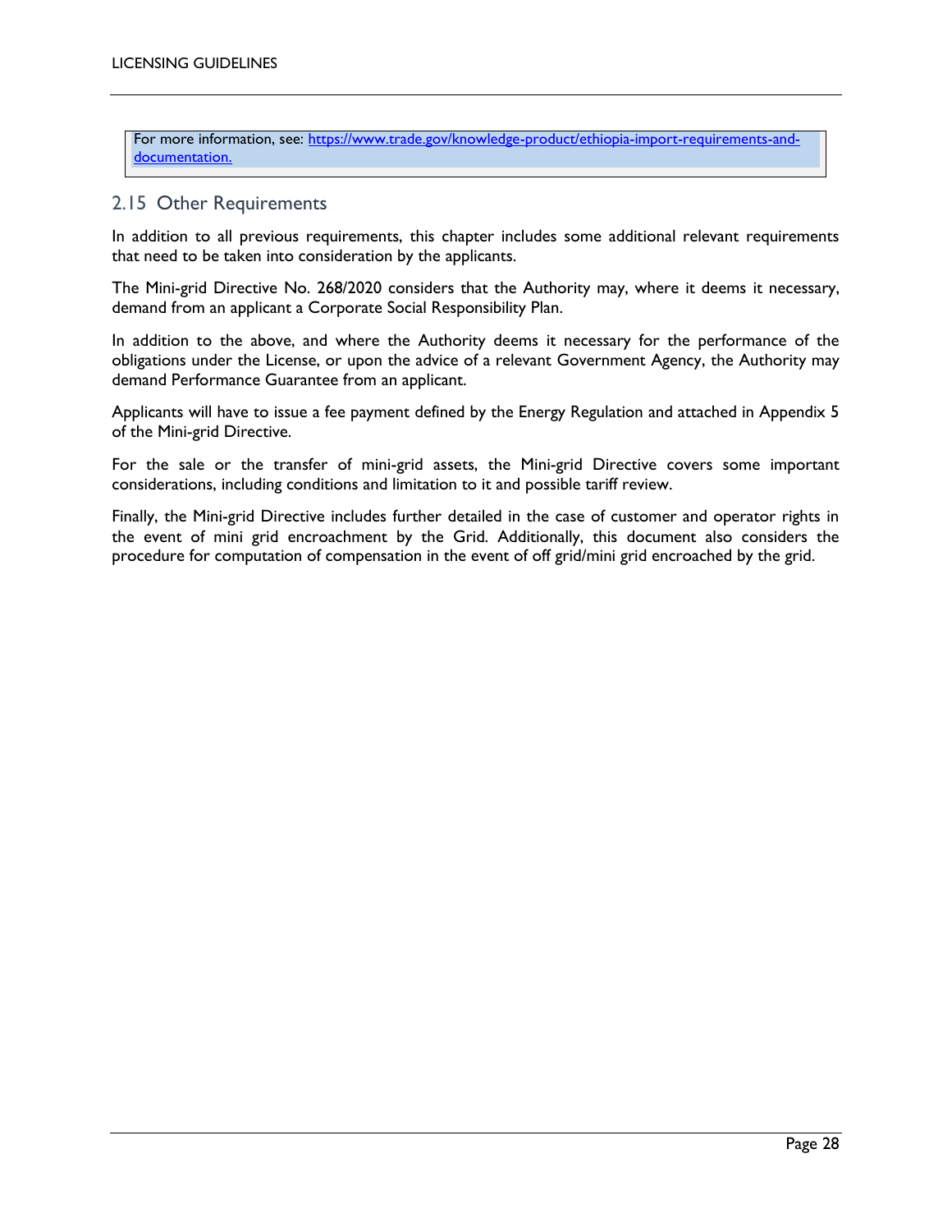For more information, see: [https://www.trade.gov/knowledge-product/ethiopia-import-requirements-and-documentation.](https://www.trade.gov/knowledge-product/ethiopia-import-requirements-and-documentation)

## 2.15 Other Requirements

In addition to all previous requirements, this chapter includes some additional relevant requirements that need to be taken into consideration by the applicants.

The Mini-grid Directive No. 268/2020 considers that the Authority may, where it deems it necessary, demand from an applicant a Corporate Social Responsibility Plan.

In addition to the above, and where the Authority deems it necessary for the performance of the obligations under the License, or upon the advice of a relevant Government Agency, the Authority may demand Performance Guarantee from an applicant.

Applicants will have to issue a fee payment defined by the Energy Regulation and attached in Appendix 5 of the Mini-grid Directive.

For the sale or the transfer of mini-grid assets, the Mini-grid Directive covers some important considerations, including conditions and limitation to it and possible tariff review.

Finally, the Mini-grid Directive includes further detailed in the case of customer and operator rights in the event of mini grid encroachment by the Grid. Additionally, this document also considers the procedure for computation of compensation in the event of off grid/mini grid encroached by the grid.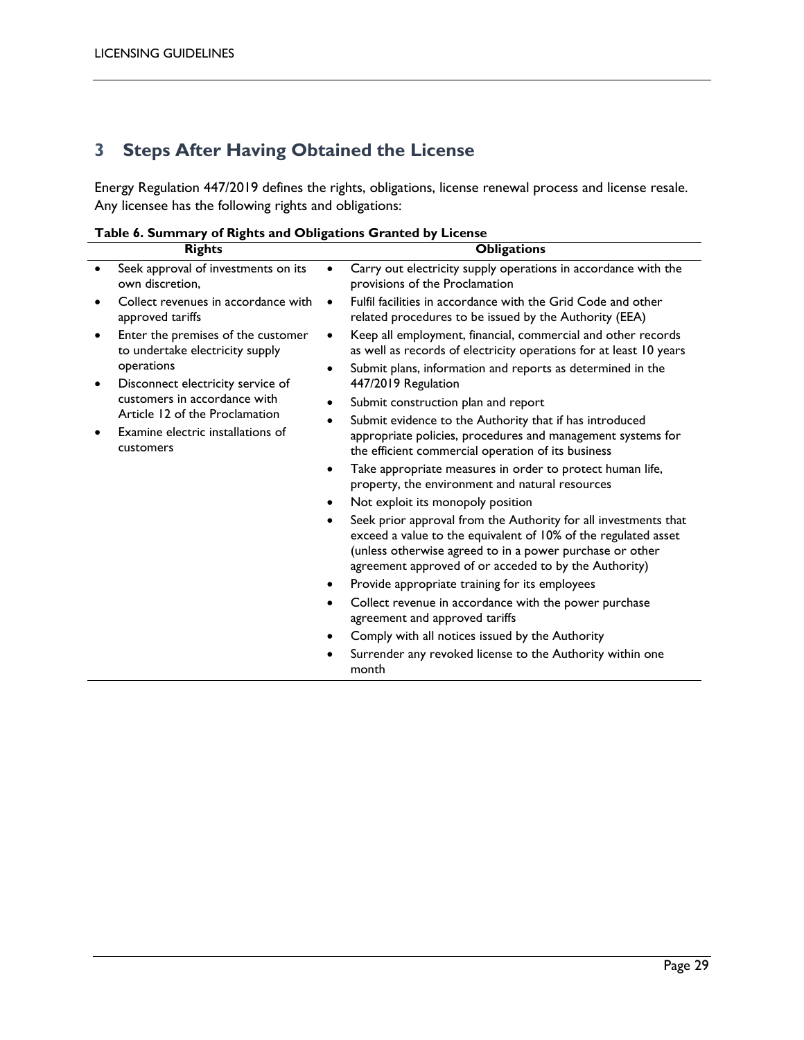# 3 Steps After Having Obtained the License

Energy Regulation 447/2019 defines the rights, obligations, license renewal process and license resale. Any licensee has the following rights and obligations:

**Table 6. Summary of Rights and Obligations Granted by License**

| Rights | Obligations |
|---|---|
| • Seek approval of investments on its own discretion,<br>• Collect revenues in accordance with approved tariffs<br>• Enter the premises of the customer to undertake electricity supply operations<br>• Disconnect electricity service of customers in accordance with Article 12 of the Proclamation<br>• Examine electric installations of customers | • Carry out electricity supply operations in accordance with the provisions of the Proclamation<br>• Fulfil facilities in accordance with the Grid Code and other related procedures to be issued by the Authority (EEA)<br>• Keep all employment, financial, commercial and other records as well as records of electricity operations for at least 10 years<br>• Submit plans, information and reports as determined in the 447/2019 Regulation<br>• Submit construction plan and report<br>• Submit evidence to the Authority that if has introduced appropriate policies, procedures and management systems for the efficient commercial operation of its business<br>• Take appropriate measures in order to protect human life, property, the environment and natural resources<br>• Not exploit its monopoly position<br>• Seek prior approval from the Authority for all investments that exceed a value to the equivalent of 10% of the regulated asset (unless otherwise agreed to in a power purchase or other agreement approved of or acceded to by the Authority)<br>• Provide appropriate training for its employees<br>• Collect revenue in accordance with the power purchase agreement and approved tariffs<br>• Comply with all notices issued by the Authority<br>• Surrender any revoked license to the Authority within one month |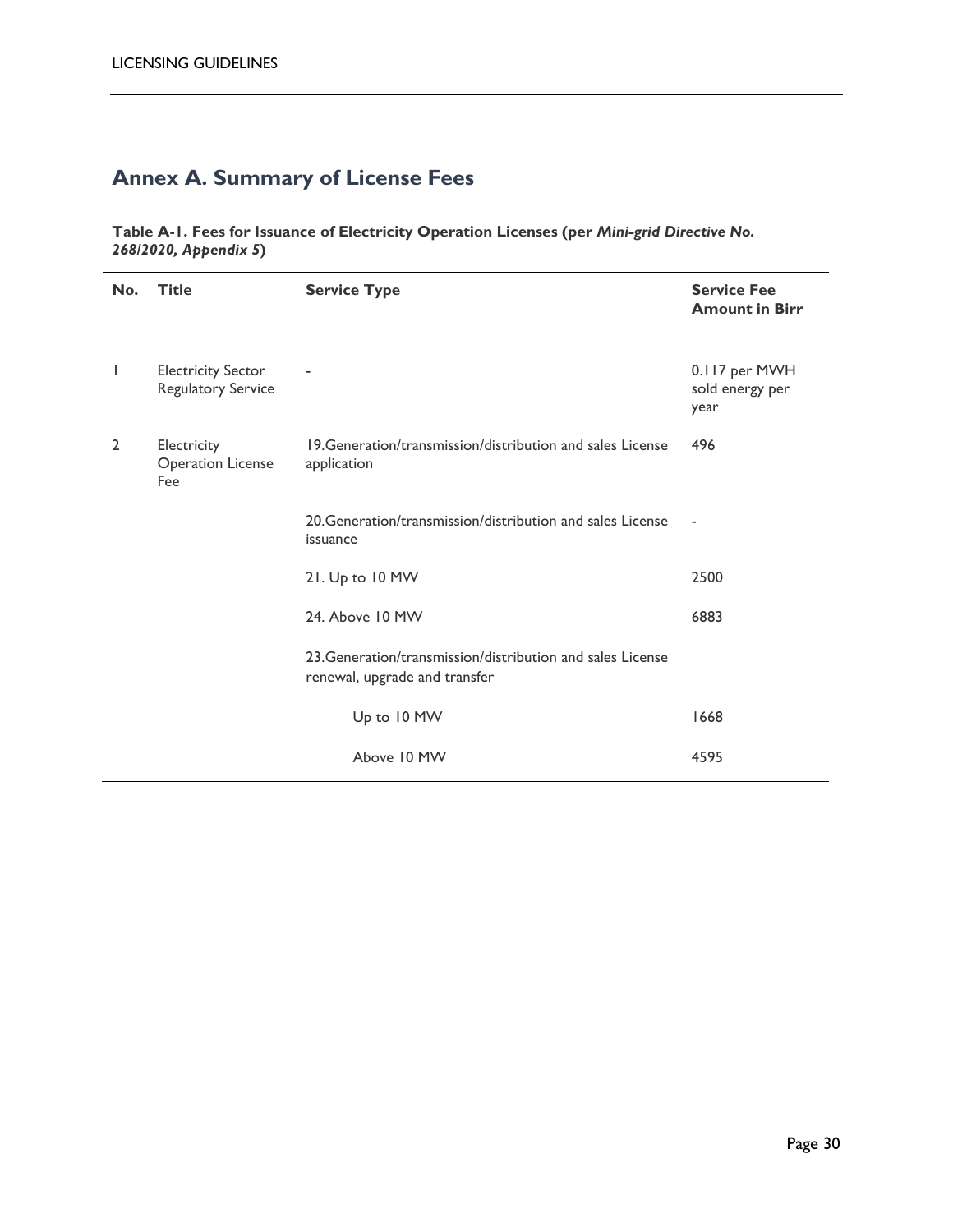## Annex A. Summary of License Fees

**Table A-1. Fees for Issuance of Electricity Operation Licenses (per *Mini-grid Directive No. 268/2020, Appendix 5*)**

| No. | Title | Service Type | Service Fee Amount in Birr |
|---|---|---|---|
| 1 | Electricity Sector Regulatory Service | - | 0.117 per MWH sold energy per year |
| 2 | Electricity Operation License Fee | 19.Generation/transmission/distribution and sales License application | 496 |
| | | 20.Generation/transmission/distribution and sales License issuance | - |
| | | 21. Up to 10 MW | 2500 |
| | | 24. Above 10 MW | 6883 |
| | | 23.Generation/transmission/distribution and sales License renewal, upgrade and transfer | |
| | | Up to 10 MW | 1668 |
| | | Above 10 MW | 4595 |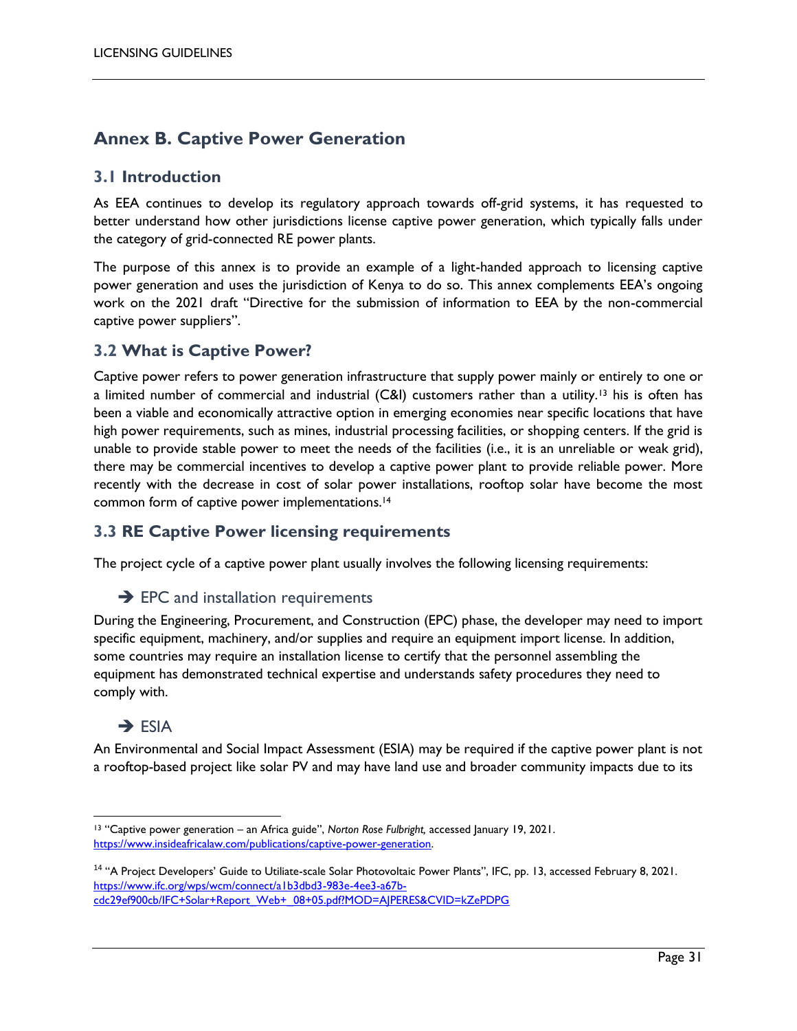## Annex B. Captive Power Generation

### 3.1 Introduction

As EEA continues to develop its regulatory approach towards off-grid systems, it has requested to better understand how other jurisdictions license captive power generation, which typically falls under the category of grid-connected RE power plants.

The purpose of this annex is to provide an example of a light-handed approach to licensing captive power generation and uses the jurisdiction of Kenya to do so. This annex complements EEA's ongoing work on the 2021 draft "Directive for the submission of information to EEA by the non-commercial captive power suppliers".

### 3.2 What is Captive Power?

Captive power refers to power generation infrastructure that supply power mainly or entirely to one or a limited number of commercial and industrial (C&I) customers rather than a utility.[13] his is often has been a viable and economically attractive option in emerging economies near specific locations that have high power requirements, such as mines, industrial processing facilities, or shopping centers. If the grid is unable to provide stable power to meet the needs of the facilities (i.e., it is an unreliable or weak grid), there may be commercial incentives to develop a captive power plant to provide reliable power. More recently with the decrease in cost of solar power installations, rooftop solar have become the most common form of captive power implementations.[14]

### 3.3 RE Captive Power licensing requirements

The project cycle of a captive power plant usually involves the following licensing requirements:

#### ➔ EPC and installation requirements

During the Engineering, Procurement, and Construction (EPC) phase, the developer may need to import specific equipment, machinery, and/or supplies and require an equipment import license. In addition, some countries may require an installation license to certify that the personnel assembling the equipment has demonstrated technical expertise and understands safety procedures they need to comply with.

#### ➔ ESIA

An Environmental and Social Impact Assessment (ESIA) may be required if the captive power plant is not a rooftop-based project like solar PV and may have land use and broader community impacts due to its

---

[13] "Captive power generation – an Africa guide", *Norton Rose Fulbright,* accessed January 19, 2021. https://www.insideafricalaw.com/publications/captive-power-generation.

[14] "A Project Developers' Guide to Utiliate-scale Solar Photovoltaic Power Plants", IFC, pp. 13, accessed February 8, 2021. https://www.ifc.org/wps/wcm/connect/a1b3dbd3-983e-4ee3-a67b-cdc29ef900cb/IFC+Solar+Report_Web+_08+05.pdf?MOD=AJPERES&CVID=kZePDPG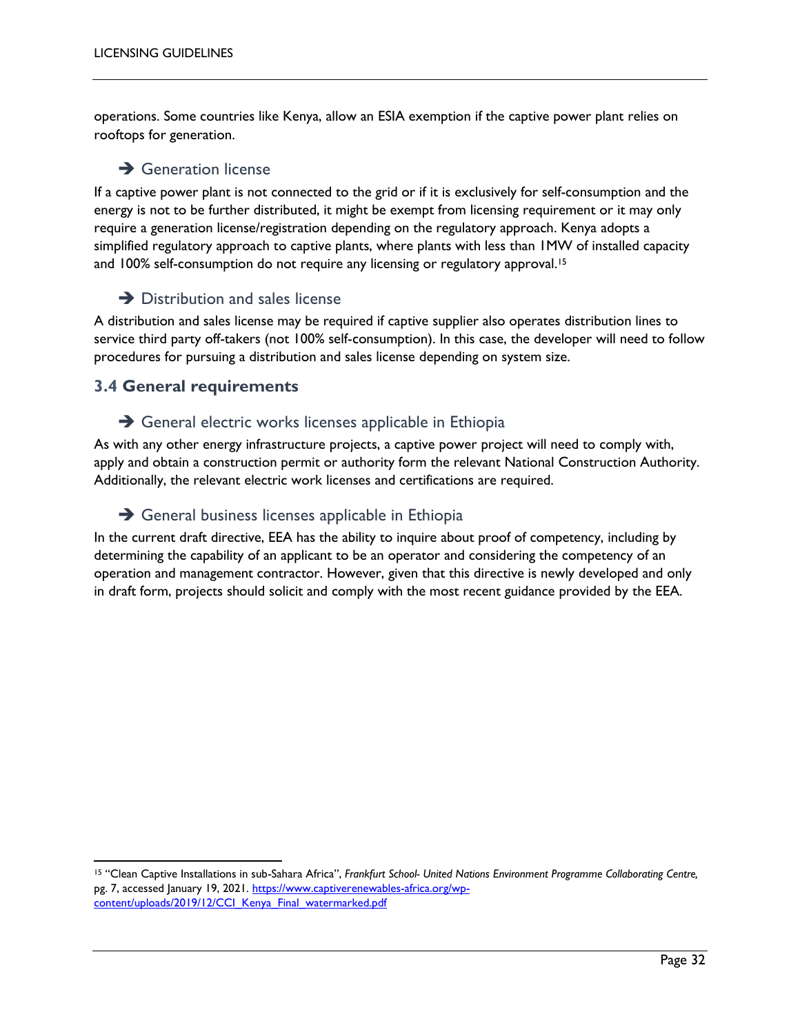operations. Some countries like Kenya, allow an ESIA exemption if the captive power plant relies on rooftops for generation.

#### ➔ Generation license

If a captive power plant is not connected to the grid or if it is exclusively for self-consumption and the energy is not to be further distributed, it might be exempt from licensing requirement or it may only require a generation license/registration depending on the regulatory approach. Kenya adopts a simplified regulatory approach to captive plants, where plants with less than 1MW of installed capacity and 100% self-consumption do not require any licensing or regulatory approval.[15]

#### ➔ Distribution and sales license

A distribution and sales license may be required if captive supplier also operates distribution lines to service third party off-takers (not 100% self-consumption). In this case, the developer will need to follow procedures for pursuing a distribution and sales license depending on system size.

### 3.4 General requirements

#### ➔ General electric works licenses applicable in Ethiopia

As with any other energy infrastructure projects, a captive power project will need to comply with, apply and obtain a construction permit or authority form the relevant National Construction Authority. Additionally, the relevant electric work licenses and certifications are required.

#### ➔ General business licenses applicable in Ethiopia

In the current draft directive, EEA has the ability to inquire about proof of competency, including by determining the capability of an applicant to be an operator and considering the competency of an operation and management contractor. However, given that this directive is newly developed and only in draft form, projects should solicit and comply with the most recent guidance provided by the EEA.

---

[15] "Clean Captive Installations in sub-Sahara Africa", *Frankfurt School- United Nations Environment Programme Collaborating Centre,* pg. 7, accessed January 19, 2021. https://www.captiverenewables-africa.org/wp-content/uploads/2019/12/CCI_Kenya_Final_watermarked.pdf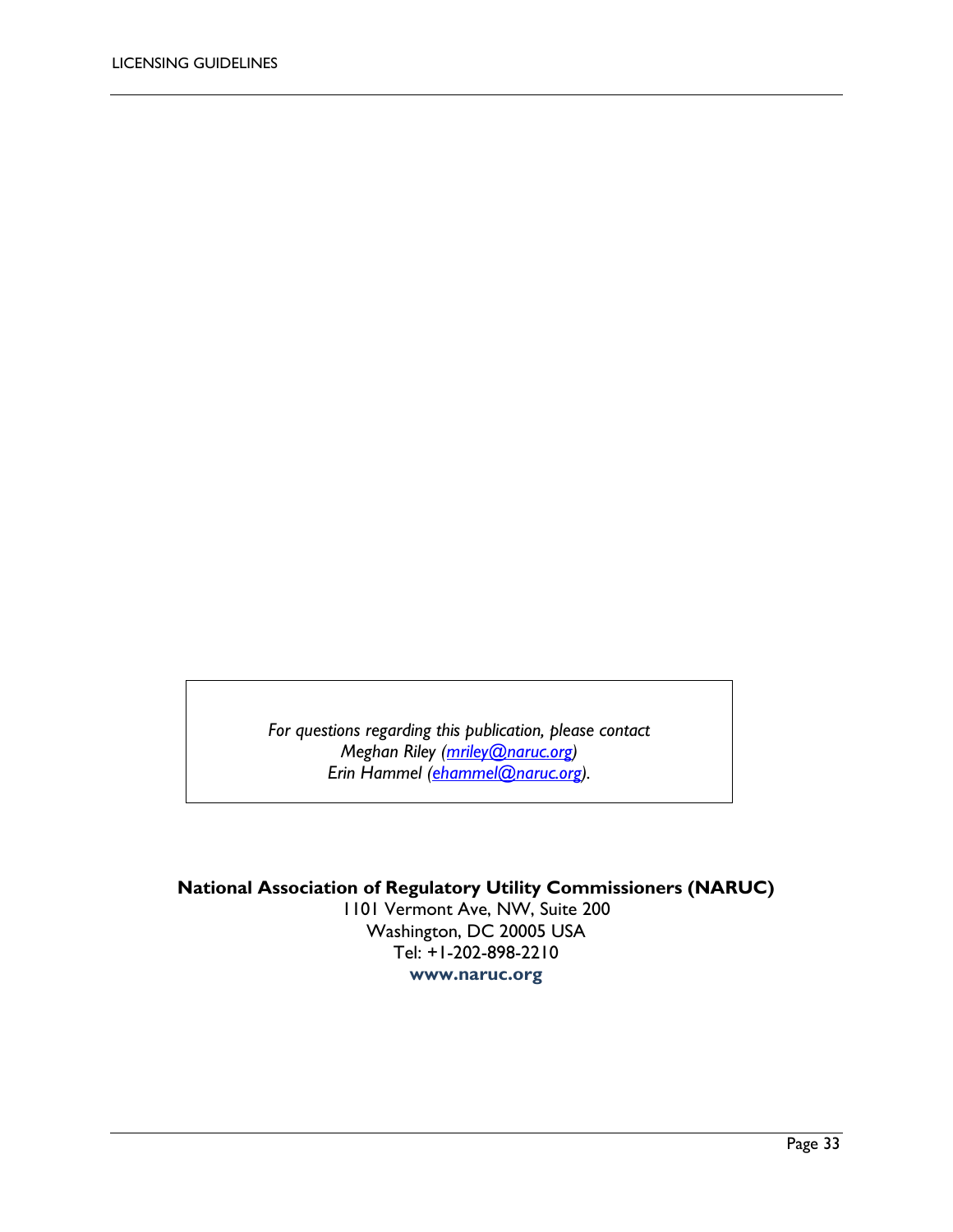*For questions regarding this publication, please contact*
*Meghan Riley (mriley@naruc.org)*
*Erin Hammel (ehammel@naruc.org).*

**National Association of Regulatory Utility Commissioners (NARUC)**
1101 Vermont Ave, NW, Suite 200
Washington, DC 20005 USA
Tel: +1-202-898-2210
**www.naruc.org**